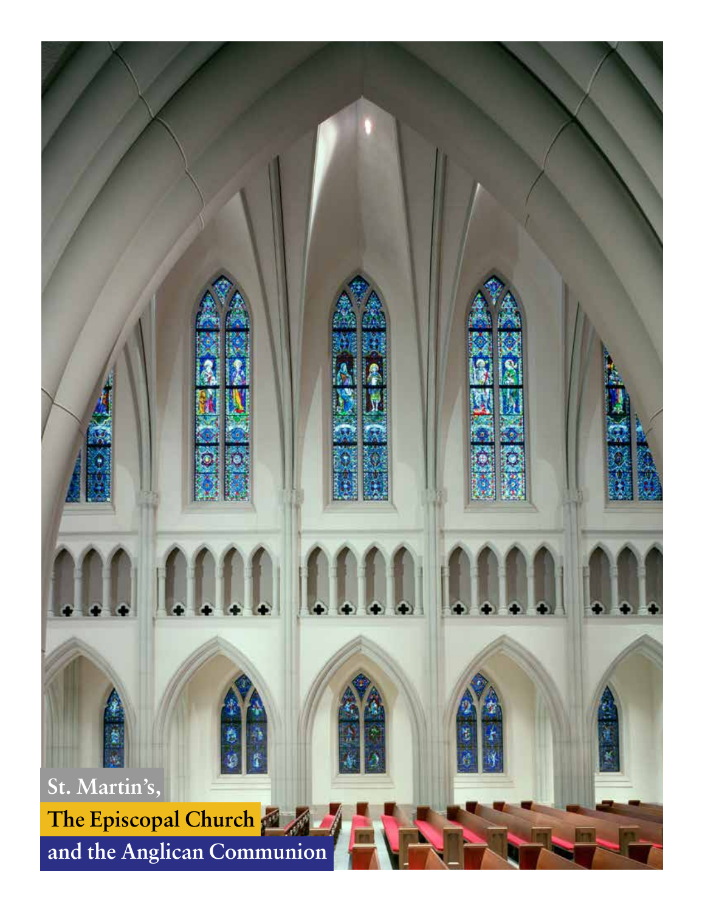# St. Martin's, The Episcopal Church and the Anglican Communion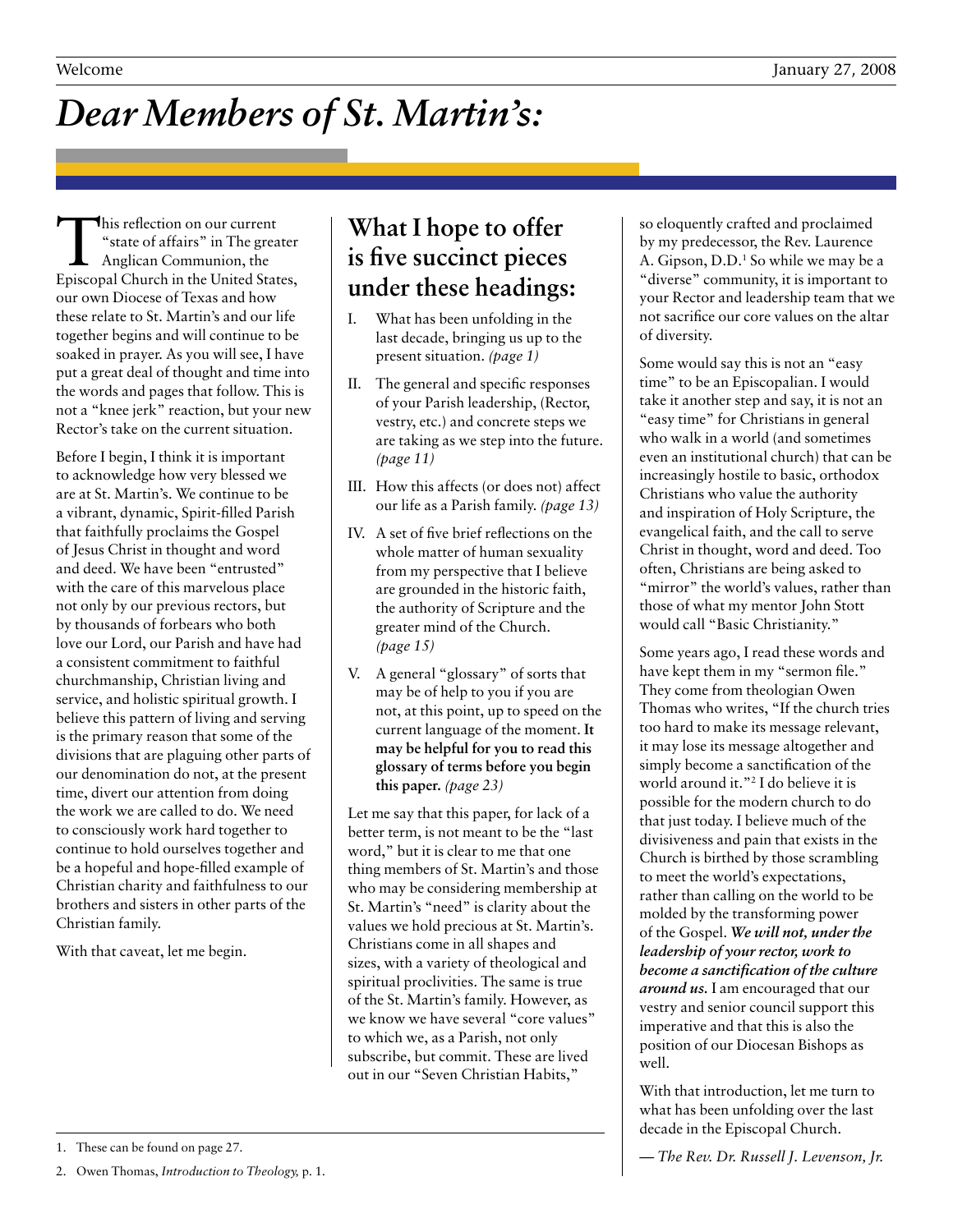# Dear Members of St. Martin's:

This reflection on our current "state of affairs" in The greater Anglican Communion, the Episcopal Church in the United States, our own Diocese of Texas and how these relate to St. Martin's and our life together begins and will continue to be soaked in prayer. As you will see, I have put a great deal of thought and time into the words and pages that follow. This is not a "knee jerk" reaction, but your new Rector's take on the current situation.

Before I begin, I think it is important to acknowledge how very blessed we are at St. Martin's. We continue to be a vibrant, dynamic, Spirit-filled Parish that faithfully proclaims the Gospel of Jesus Christ in thought and word and deed. We have been "entrusted" with the care of this marvelous place not only by our previous rectors, but by thousands of forbears who both love our Lord, our Parish and have had a consistent commitment to faithful churchmanship, Christian living and service, and holistic spiritual growth. I believe this pattern of living and serving is the primary reason that some of the divisions that are plaguing other parts of our denomination do not, at the present time, divert our attention from doing the work we are called to do. We need to consciously work hard together to continue to hold ourselves together and be a hopeful and hope-filled example of Christian charity and faithfulness to our brothers and sisters in other parts of the Christian family.

With that caveat, let me begin.

## What I hope to offer is five succinct pieces under these headings:

I. What has been unfolding in the last decade, bringing us up to the present situation. *(page 1)*

II. The general and specific responses of your Parish leadership, (Rector, vestry, etc.) and concrete steps we are taking as we step into the future. *(page 11)*

III. How this affects (or does not) affect our life as a Parish family. *(page 13)*

IV. A set of five brief reflections on the whole matter of human sexuality from my perspective that I believe are grounded in the historic faith, the authority of Scripture and the greater mind of the Church. *(page 15)*

V. A general "glossary" of sorts that may be of help to you if you are not, at this point, up to speed on the current language of the moment. **It may be helpful for you to read this glossary of terms before you begin this paper.** *(page 23)*

Let me say that this paper, for lack of a better term, is not meant to be the "last word," but it is clear to me that one thing members of St. Martin's and those who may be considering membership at St. Martin's "need" is clarity about the values we hold precious at St. Martin's. Christians come in all shapes and sizes, with a variety of theological and spiritual proclivities. The same is true of the St. Martin's family. However, as we know we have several "core values" to which we, as a Parish, not only subscribe, but commit. These are lived out in our "Seven Christian Habits," so eloquently crafted and proclaimed by my predecessor, the Rev. Laurence A. Gipson, D.D.[1] So while we may be a "diverse" community, it is important to your Rector and leadership team that we not sacrifice our core values on the altar of diversity.

Some would say this is not an "easy time" to be an Episcopalian. I would take it another step and say, it is not an "easy time" for Christians in general who walk in a world (and sometimes even an institutional church) that can be increasingly hostile to basic, orthodox Christians who value the authority and inspiration of Holy Scripture, the evangelical faith, and the call to serve Christ in thought, word and deed. Too often, Christians are being asked to "mirror" the world's values, rather than those of what my mentor John Stott would call "Basic Christianity."

Some years ago, I read these words and have kept them in my "sermon file." They come from theologian Owen Thomas who writes, "If the church tries too hard to make its message relevant, it may lose its message altogether and simply become a sanctification of the world around it."[2] I do believe it is possible for the modern church to do that just today. I believe much of the divisiveness and pain that exists in the Church is birthed by those scrambling to meet the world's expectations, rather than calling on the world to be molded by the transforming power of the Gospel. ***We will not, under the leadership of your rector, work to become a sanctification of the culture around us.*** I am encouraged that our vestry and senior council support this imperative and that this is also the position of our Diocesan Bishops as well.

With that introduction, let me turn to what has been unfolding over the last decade in the Episcopal Church.

*— The Rev. Dr. Russell J. Levenson, Jr.*

1. These can be found on page 27.
2. Owen Thomas, *Introduction to Theology,* p. 1.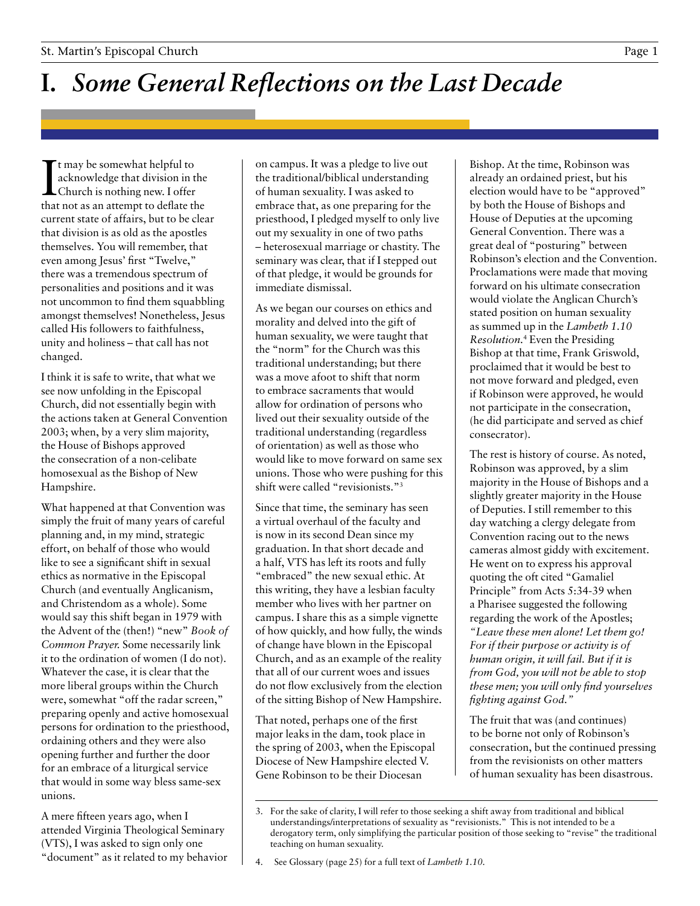# I. *Some General Reflections on the Last Decade*

It may be somewhat helpful to acknowledge that division in the Church is nothing new. I offer that not as an attempt to deflate the current state of affairs, but to be clear that division is as old as the apostles themselves. You will remember, that even among Jesus' first "Twelve," there was a tremendous spectrum of personalities and positions and it was not uncommon to find them squabbling amongst themselves! Nonetheless, Jesus called His followers to faithfulness, unity and holiness – that call has not changed.

I think it is safe to write, that what we see now unfolding in the Episcopal Church, did not essentially begin with the actions taken at General Convention 2003; when, by a very slim majority, the House of Bishops approved the consecration of a non-celibate homosexual as the Bishop of New Hampshire.

What happened at that Convention was simply the fruit of many years of careful planning and, in my mind, strategic effort, on behalf of those who would like to see a significant shift in sexual ethics as normative in the Episcopal Church (and eventually Anglicanism, and Christendom as a whole). Some would say this shift began in 1979 with the Advent of the (then!) "new" *Book of Common Prayer.* Some necessarily link it to the ordination of women (I do not). Whatever the case, it is clear that the more liberal groups within the Church were, somewhat "off the radar screen," preparing openly and active homosexual persons for ordination to the priesthood, ordaining others and they were also opening further and further the door for an embrace of a liturgical service that would in some way bless same-sex unions.

A mere fifteen years ago, when I attended Virginia Theological Seminary (VTS), I was asked to sign only one "document" as it related to my behavior on campus. It was a pledge to live out the traditional/biblical understanding of human sexuality. I was asked to embrace that, as one preparing for the priesthood, I pledged myself to only live out my sexuality in one of two paths – heterosexual marriage or chastity. The seminary was clear, that if I stepped out of that pledge, it would be grounds for immediate dismissal.

As we began our courses on ethics and morality and delved into the gift of human sexuality, we were taught that the "norm" for the Church was this traditional understanding; but there was a move afoot to shift that norm to embrace sacraments that would allow for ordination of persons who lived out their sexuality outside of the traditional understanding (regardless of orientation) as well as those who would like to move forward on same sex unions. Those who were pushing for this shift were called "revisionists."[3]

Since that time, the seminary has seen a virtual overhaul of the faculty and is now in its second Dean since my graduation. In that short decade and a half, VTS has left its roots and fully "embraced" the new sexual ethic. At this writing, they have a lesbian faculty member who lives with her partner on campus. I share this as a simple vignette of how quickly, and how fully, the winds of change have blown in the Episcopal Church, and as an example of the reality that all of our current woes and issues do not flow exclusively from the election of the sitting Bishop of New Hampshire.

That noted, perhaps one of the first major leaks in the dam, took place in the spring of 2003, when the Episcopal Diocese of New Hampshire elected V. Gene Robinson to be their Diocesan Bishop. At the time, Robinson was already an ordained priest, but his election would have to be "approved" by both the House of Bishops and House of Deputies at the upcoming General Convention. There was a great deal of "posturing" between Robinson's election and the Convention. Proclamations were made that moving forward on his ultimate consecration would violate the Anglican Church's stated position on human sexuality as summed up in the *Lambeth 1.10 Resolution.*[4] Even the Presiding Bishop at that time, Frank Griswold, proclaimed that it would be best to not move forward and pledged, even if Robinson were approved, he would not participate in the consecration, (he did participate and served as chief consecrator).

The rest is history of course. As noted, Robinson was approved, by a slim majority in the House of Bishops and a slightly greater majority in the House of Deputies. I still remember to this day watching a clergy delegate from Convention racing out to the news cameras almost giddy with excitement. He went on to express his approval quoting the oft cited "Gamaliel Principle" from Acts 5:34-39 when a Pharisee suggested the following regarding the work of the Apostles; *"Leave these men alone! Let them go! For if their purpose or activity is of human origin, it will fail. But if it is from God, you will not be able to stop these men; you will only find yourselves fighting against God."*

The fruit that was (and continues) to be borne not only of Robinson's consecration, but the continued pressing from the revisionists on other matters of human sexuality has been disastrous.

---

3. For the sake of clarity, I will refer to those seeking a shift away from traditional and biblical understandings/interpretations of sexuality as "revisionists." This is not intended to be a derogatory term, only simplifying the particular position of those seeking to "revise" the traditional teaching on human sexuality.

4. See Glossary (page 25) for a full text of *Lambeth 1.10*.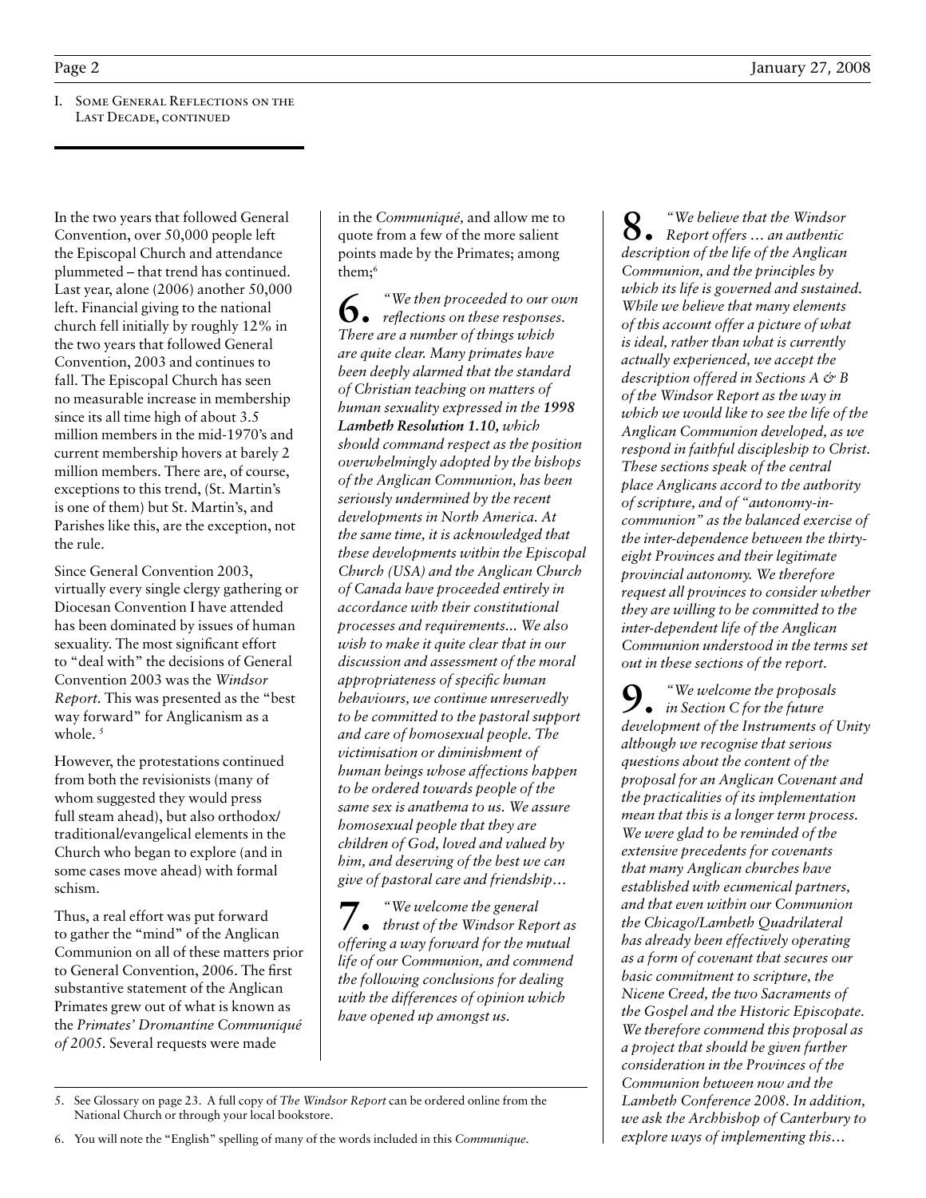## I. Some General Reflections on the Last Decade, continued

In the two years that followed General Convention, over 50,000 people left the Episcopal Church and attendance plummeted – that trend has continued. Last year, alone (2006) another 50,000 left. Financial giving to the national church fell initially by roughly 12% in the two years that followed General Convention, 2003 and continues to fall. The Episcopal Church has seen no measurable increase in membership since its all time high of about 3.5 million members in the mid-1970's and current membership hovers at barely 2 million members. There are, of course, exceptions to this trend, (St. Martin's is one of them) but St. Martin's, and Parishes like this, are the exception, not the rule.

Since General Convention 2003, virtually every single clergy gathering or Diocesan Convention I have attended has been dominated by issues of human sexuality. The most significant effort to "deal with" the decisions of General Convention 2003 was the *Windsor Report*. This was presented as the "best way forward" for Anglicanism as a whole. [5]

However, the protestations continued from both the revisionists (many of whom suggested they would press full steam ahead), but also orthodox/traditional/evangelical elements in the Church who began to explore (and in some cases move ahead) with formal schism.

Thus, a real effort was put forward to gather the "mind" of the Anglican Communion on all of these matters prior to General Convention, 2006. The first substantive statement of the Anglican Primates grew out of what is known as the *Primates' Dromantine Communiqué of 2005*. Several requests were made in the *Communiqué,* and allow me to quote from a few of the more salient points made by the Primates; among them;[6]

**6.** *"We then proceeded to our own reflections on these responses. There are a number of things which are quite clear. Many primates have been deeply alarmed that the standard of Christian teaching on matters of human sexuality expressed in the* ***1998 Lambeth Resolution 1.10,*** *which should command respect as the position overwhelmingly adopted by the bishops of the Anglican Communion, has been seriously undermined by the recent developments in North America. At the same time, it is acknowledged that these developments within the Episcopal Church (USA) and the Anglican Church of Canada have proceeded entirely in accordance with their constitutional processes and requirements... We also wish to make it quite clear that in our discussion and assessment of the moral appropriateness of specific human behaviours, we continue unreservedly to be committed to the pastoral support and care of homosexual people. The victimisation or diminishment of human beings whose affections happen to be ordered towards people of the same sex is anathema to us. We assure homosexual people that they are children of God, loved and valued by him, and deserving of the best we can give of pastoral care and friendship…*

**7.** *"We welcome the general thrust of the Windsor Report as offering a way forward for the mutual life of our Communion, and commend the following conclusions for dealing with the differences of opinion which have opened up amongst us.*

**8.** *"We believe that the Windsor Report offers … an authentic description of the life of the Anglican Communion, and the principles by which its life is governed and sustained. While we believe that many elements of this account offer a picture of what is ideal, rather than what is currently actually experienced, we accept the description offered in Sections A & B of the Windsor Report as the way in which we would like to see the life of the Anglican Communion developed, as we respond in faithful discipleship to Christ. These sections speak of the central place Anglicans accord to the authority of scripture, and of "autonomy-in-communion" as the balanced exercise of the inter-dependence between the thirty-eight Provinces and their legitimate provincial autonomy. We therefore request all provinces to consider whether they are willing to be committed to the inter-dependent life of the Anglican Communion understood in the terms set out in these sections of the report.*

**9.** *"We welcome the proposals in Section C for the future development of the Instruments of Unity although we recognise that serious questions about the content of the proposal for an Anglican Covenant and the practicalities of its implementation mean that this is a longer term process. We were glad to be reminded of the extensive precedents for covenants that many Anglican churches have established with ecumenical partners, and that even within our Communion the Chicago/Lambeth Quadrilateral has already been effectively operating as a form of covenant that secures our basic commitment to scripture, the Nicene Creed, the two Sacraments of the Gospel and the Historic Episcopate. We therefore commend this proposal as a project that should be given further consideration in the Provinces of the Communion between now and the Lambeth Conference 2008. In addition, we ask the Archbishop of Canterbury to explore ways of implementing this…*

---

5. See Glossary on page 23. A full copy of *The Windsor Report* can be ordered online from the National Church or through your local bookstore.

6. You will note the "English" spelling of many of the words included in this *Communique*.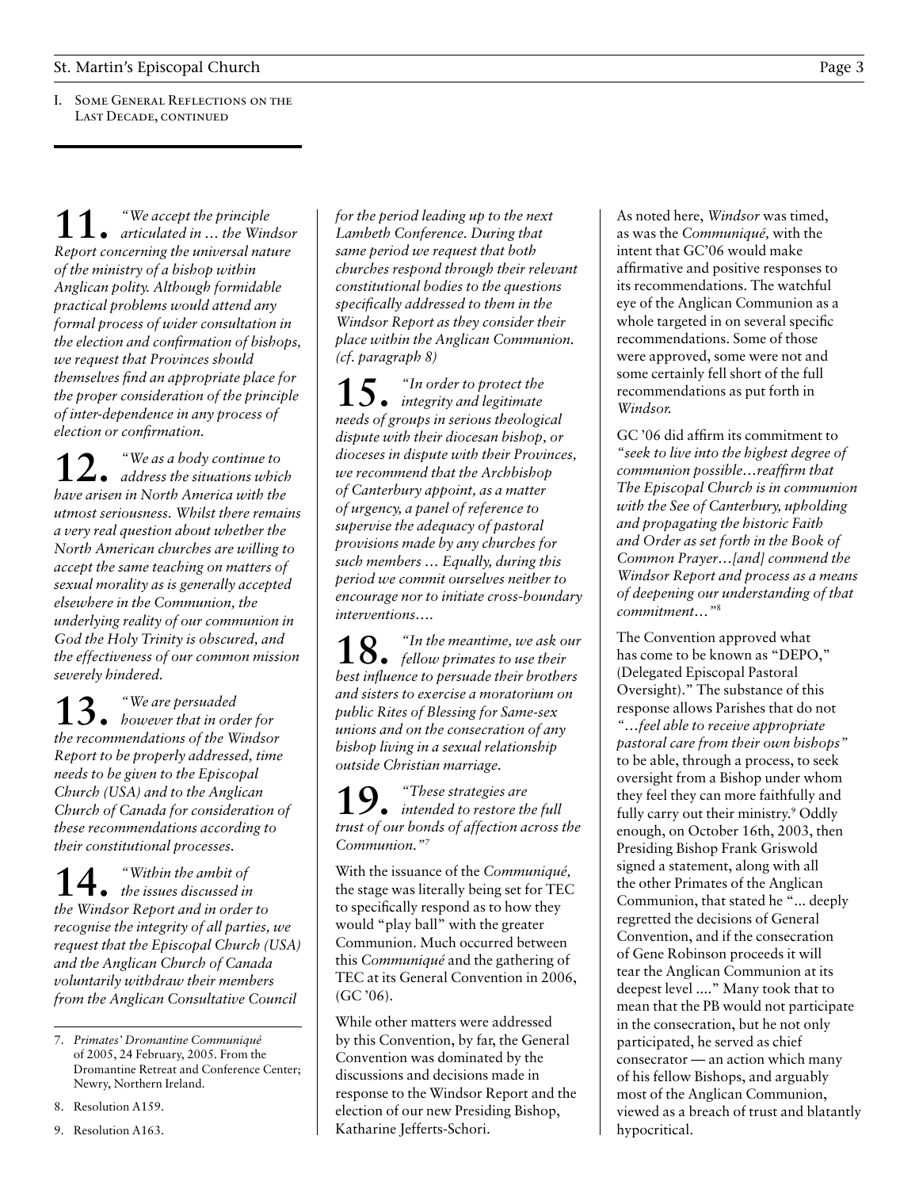I. Some General Reflections on the Last Decade, continued

**11.** *"We accept the principle articulated in … the Windsor Report concerning the universal nature of the ministry of a bishop within Anglican polity. Although formidable practical problems would attend any formal process of wider consultation in the election and confirmation of bishops, we request that Provinces should themselves find an appropriate place for the proper consideration of the principle of inter-dependence in any process of election or confirmation.*

**12.** *"We as a body continue to address the situations which have arisen in North America with the utmost seriousness. Whilst there remains a very real question about whether the North American churches are willing to accept the same teaching on matters of sexual morality as is generally accepted elsewhere in the Communion, the underlying reality of our communion in God the Holy Trinity is obscured, and the effectiveness of our common mission severely hindered.*

**13.** *"We are persuaded however that in order for the recommendations of the Windsor Report to be properly addressed, time needs to be given to the Episcopal Church (USA) and to the Anglican Church of Canada for consideration of these recommendations according to their constitutional processes.*

**14.** *"Within the ambit of the issues discussed in the Windsor Report and in order to recognise the integrity of all parties, we request that the Episcopal Church (USA) and the Anglican Church of Canada voluntarily withdraw their members from the Anglican Consultative Council for the period leading up to the next Lambeth Conference. During that same period we request that both churches respond through their relevant constitutional bodies to the questions specifically addressed to them in the Windsor Report as they consider their place within the Anglican Communion. (cf. paragraph 8)*

**15.** *"In order to protect the integrity and legitimate needs of groups in serious theological dispute with their diocesan bishop, or dioceses in dispute with their Provinces, we recommend that the Archbishop of Canterbury appoint, as a matter of urgency, a panel of reference to supervise the adequacy of pastoral provisions made by any churches for such members … Equally, during this period we commit ourselves neither to encourage nor to initiate cross-boundary interventions….*

**18.** *"In the meantime, we ask our fellow primates to use their best influence to persuade their brothers and sisters to exercise a moratorium on public Rites of Blessing for Same-sex unions and on the consecration of any bishop living in a sexual relationship outside Christian marriage.*

**19.** *"These strategies are intended to restore the full trust of our bonds of affection across the Communion."*[7]

With the issuance of the *Communiqué,* the stage was literally being set for TEC to specifically respond as to how they would "play ball" with the greater Communion. Much occurred between this *Communiqué* and the gathering of TEC at its General Convention in 2006, (GC '06).

While other matters were addressed by this Convention, by far, the General Convention was dominated by the discussions and decisions made in response to the Windsor Report and the election of our new Presiding Bishop, Katharine Jefferts-Schori.

As noted here, *Windsor* was timed, as was the *Communiqué,* with the intent that GC'06 would make affirmative and positive responses to its recommendations. The watchful eye of the Anglican Communion as a whole targeted in on several specific recommendations. Some of those were approved, some were not and some certainly fell short of the full recommendations as put forth in *Windsor.*

GC '06 did affirm its commitment to *"seek to live into the highest degree of communion possible…reaffirm that The Episcopal Church is in communion with the See of Canterbury, upholding and propagating the historic Faith and Order as set forth in the Book of Common Prayer…[and] commend the Windsor Report and process as a means of deepening our understanding of that commitment…"*[8]

The Convention approved what has come to be known as "DEPO," (Delegated Episcopal Pastoral Oversight)." The substance of this response allows Parishes that do not *"…feel able to receive appropriate pastoral care from their own bishops"* to be able, through a process, to seek oversight from a Bishop under whom they feel they can more faithfully and fully carry out their ministry.[9] Oddly enough, on October 16th, 2003, then Presiding Bishop Frank Griswold signed a statement, along with all the other Primates of the Anglican Communion, that stated he "... deeply regretted the decisions of General Convention, and if the consecration of Gene Robinson proceeds it will tear the Anglican Communion at its deepest level ...." Many took that to mean that the PB would not participate in the consecration, but he not only participated, he served as chief consecrator — an action which many of his fellow Bishops, and arguably most of the Anglican Communion, viewed as a breach of trust and blatantly hypocritical.

---

7. *Primates' Dromantine Communiqué* of 2005, 24 February, 2005. From the Dromantine Retreat and Conference Center; Newry, Northern Ireland.
8. Resolution A159.
9. Resolution A163.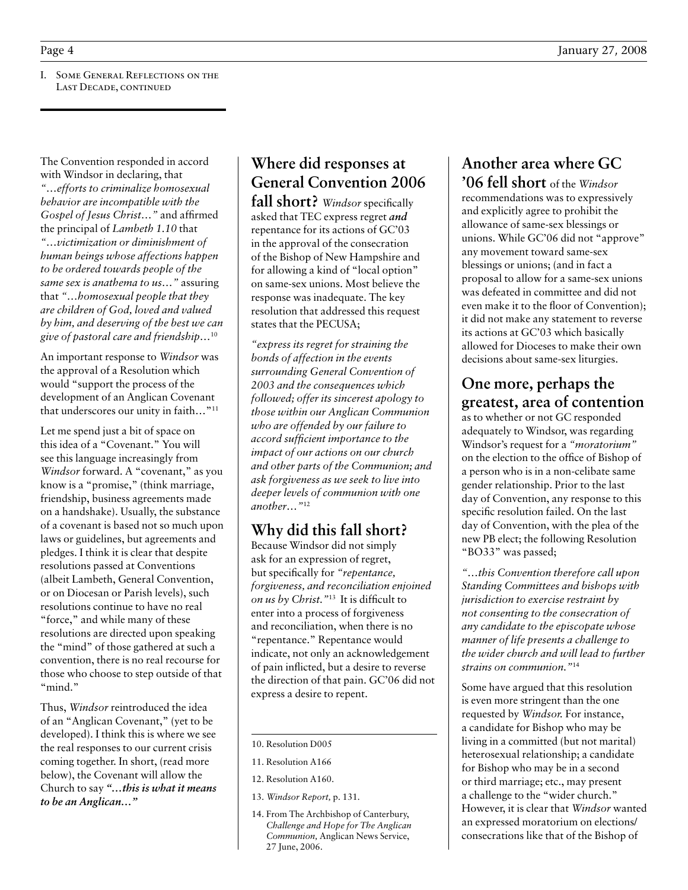I. Some General Reflections on the Last Decade, continued

The Convention responded in accord with Windsor in declaring, that *"…efforts to criminalize homosexual behavior are incompatible with the Gospel of Jesus Christ…"* and affirmed the principal of *Lambeth 1.10* that *"…victimization or diminishment of human beings whose affections happen to be ordered towards people of the same sex is anathema to us…"* assuring that *"…homosexual people that they are children of God, loved and valued by him, and deserving of the best we can give of pastoral care and friendship…*[10]

An important response to *Windsor* was the approval of a Resolution which would "support the process of the development of an Anglican Covenant that underscores our unity in faith…"[11]

Let me spend just a bit of space on this idea of a "Covenant." You will see this language increasingly from *Windsor* forward. A "covenant," as you know is a "promise," (think marriage, friendship, business agreements made on a handshake). Usually, the substance of a covenant is based not so much upon laws or guidelines, but agreements and pledges. I think it is clear that despite resolutions passed at Conventions (albeit Lambeth, General Convention, or on Diocesan or Parish levels), such resolutions continue to have no real "force," and while many of these resolutions are directed upon speaking the "mind" of those gathered at such a convention, there is no real recourse for those who choose to step outside of that "mind."

Thus, *Windsor* reintroduced the idea of an "Anglican Covenant," (yet to be developed). I think this is where we see the real responses to our current crisis coming together. In short, (read more below), the Covenant will allow the Church to say ***"…this is what it means to be an Anglican…"***

## Where did responses at General Convention 2006 fall short?

*Windsor* specifically asked that TEC express regret ***and*** repentance for its actions of GC'03 in the approval of the consecration of the Bishop of New Hampshire and for allowing a kind of "local option" on same-sex unions. Most believe the response was inadequate. The key resolution that addressed this request states that the PECUSA;

*"express its regret for straining the bonds of affection in the events surrounding General Convention of 2003 and the consequences which followed; offer its sincerest apology to those within our Anglican Communion who are offended by our failure to accord sufficient importance to the impact of our actions on our church and other parts of the Communion; and ask forgiveness as we seek to live into deeper levels of communion with one another…"*[12]

## Why did this fall short?

Because Windsor did not simply ask for an expression of regret, but specifically for *"repentance, forgiveness, and reconciliation enjoined on us by Christ."*[13] It is difficult to enter into a process of forgiveness and reconciliation, when there is no "repentance." Repentance would indicate, not only an acknowledgement of pain inflicted, but a desire to reverse the direction of that pain. GC'06 did not express a desire to repent.

## Another area where GC '06 fell short

of the *Windsor* recommendations was to expressively and explicitly agree to prohibit the allowance of same-sex blessings or unions. While GC'06 did not "approve" any movement toward same-sex blessings or unions; (and in fact a proposal to allow for a same-sex unions was defeated in committee and did not even make it to the floor of Convention); it did not make any statement to reverse its actions at GC'03 which basically allowed for Dioceses to make their own decisions about same-sex liturgies.

## One more, perhaps the greatest, area of contention

as to whether or not GC responded adequately to Windsor, was regarding Windsor's request for a *"moratorium"* on the election to the office of Bishop of a person who is in a non-celibate same gender relationship. Prior to the last day of Convention, any response to this specific resolution failed. On the last day of Convention, with the plea of the new PB elect; the following Resolution "BO33" was passed;

*"…this Convention therefore call upon Standing Committees and bishops with jurisdiction to exercise restraint by not consenting to the consecration of any candidate to the episcopate whose manner of life presents a challenge to the wider church and will lead to further strains on communion."*[14]

Some have argued that this resolution is even more stringent than the one requested by *Windsor.* For instance, a candidate for Bishop who may be living in a committed (but not marital) heterosexual relationship; a candidate for Bishop who may be in a second or third marriage; etc., may present a challenge to the "wider church." However, it is clear that *Windsor* wanted an expressed moratorium on elections/ consecrations like that of the Bishop of

---

10. Resolution D005

11. Resolution A166

12. Resolution A160.

13. *Windsor Report,* p. 131.

14. From The Archbishop of Canterbury, *Challenge and Hope for The Anglican Communion,* Anglican News Service, 27 June, 2006.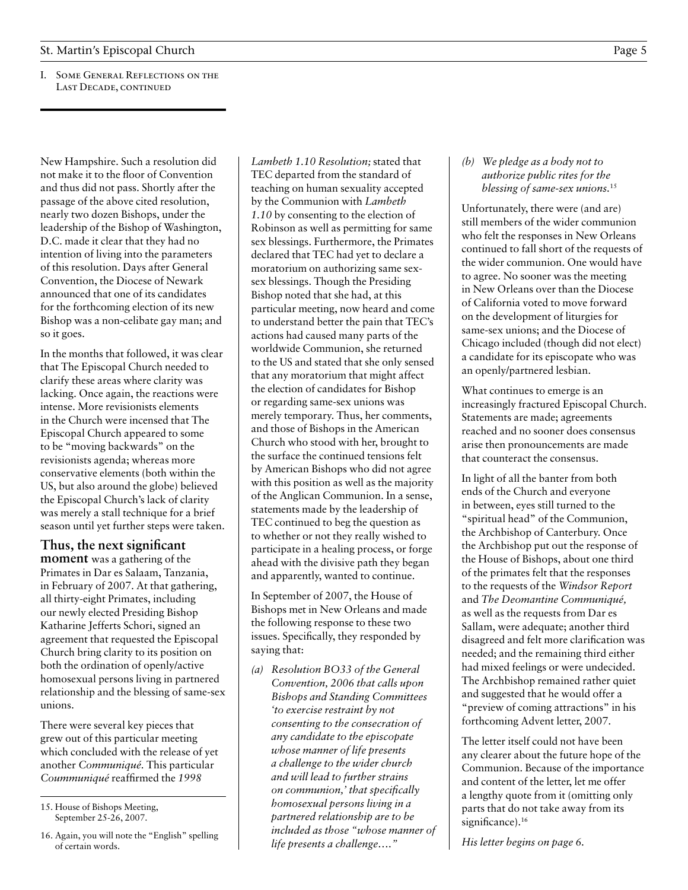I. Some General Reflections on the Last Decade, continued

New Hampshire. Such a resolution did not make it to the floor of Convention and thus did not pass. Shortly after the passage of the above cited resolution, nearly two dozen Bishops, under the leadership of the Bishop of Washington, D.C. made it clear that they had no intention of living into the parameters of this resolution. Days after General Convention, the Diocese of Newark announced that one of its candidates for the forthcoming election of its new Bishop was a non-celibate gay man; and so it goes.

In the months that followed, it was clear that The Episcopal Church needed to clarify these areas where clarity was lacking. Once again, the reactions were intense. More revisionists elements in the Church were incensed that The Episcopal Church appeared to some to be "moving backwards" on the revisionists agenda; whereas more conservative elements (both within the US, but also around the globe) believed the Episcopal Church's lack of clarity was merely a stall technique for a brief season until yet further steps were taken.

**Thus, the next significant moment** was a gathering of the Primates in Dar es Salaam, Tanzania, in February of 2007. At that gathering, all thirty-eight Primates, including our newly elected Presiding Bishop Katharine Jefferts Schori, signed an agreement that requested the Episcopal Church bring clarity to its position on both the ordination of openly/active homosexual persons living in partnered relationship and the blessing of same-sex unions.

There were several key pieces that grew out of this particular meeting which concluded with the release of yet another *Communiqué.* This particular *Coummuniqué* reaffirmed the *1998 Lambeth 1.10 Resolution;* stated that TEC departed from the standard of teaching on human sexuality accepted by the Communion with *Lambeth 1.10* by consenting to the election of Robinson as well as permitting for same sex blessings. Furthermore, the Primates declared that TEC had yet to declare a moratorium on authorizing same sex-sex blessings. Though the Presiding Bishop noted that she had, at this particular meeting, now heard and come to understand better the pain that TEC's actions had caused many parts of the worldwide Communion, she returned to the US and stated that she only sensed that any moratorium that might affect the election of candidates for Bishop or regarding same-sex unions was merely temporary. Thus, her comments, and those of Bishops in the American Church who stood with her, brought to the surface the continued tensions felt by American Bishops who did not agree with this position as well as the majority of the Anglican Communion. In a sense, statements made by the leadership of TEC continued to beg the question as to whether or not they really wished to participate in a healing process, or forge ahead with the divisive path they began and apparently, wanted to continue.

In September of 2007, the House of Bishops met in New Orleans and made the following response to these two issues. Specifically, they responded by saying that:

*(a) Resolution BO33 of the General Convention, 2006 that calls upon Bishops and Standing Committees 'to exercise restraint by not consenting to the consecration of any candidate to the episcopate whose manner of life presents a challenge to the wider church and will lead to further strains on communion,' that specifically homosexual persons living in a partnered relationship are to be included as those "whose manner of life presents a challenge…."*

*(b) We pledge as a body not to authorize public rites for the blessing of same-sex unions.*[15]

Unfortunately, there were (and are) still members of the wider communion who felt the responses in New Orleans continued to fall short of the requests of the wider communion. One would have to agree. No sooner was the meeting in New Orleans over than the Diocese of California voted to move forward on the development of liturgies for same-sex unions; and the Diocese of Chicago included (though did not elect) a candidate for its episcopate who was an openly/partnered lesbian.

What continues to emerge is an increasingly fractured Episcopal Church. Statements are made; agreements reached and no sooner does consensus arise then pronouncements are made that counteract the consensus.

In light of all the banter from both ends of the Church and everyone in between, eyes still turned to the "spiritual head" of the Communion, the Archbishop of Canterbury. Once the Archbishop put out the response of the House of Bishops, about one third of the primates felt that the responses to the requests of the *Windsor Report* and *The Deomantine Communiqué,* as well as the requests from Dar es Sallam, were adequate; another third disagreed and felt more clarification was needed; and the remaining third either had mixed feelings or were undecided. The Archbishop remained rather quiet and suggested that he would offer a "preview of coming attractions" in his forthcoming Advent letter, 2007.

The letter itself could not have been any clearer about the future hope of the Communion. Because of the importance and content of the letter, let me offer a lengthy quote from it (omitting only parts that do not take away from its significance).[16]

*His letter begins on page 6.*

---

15. House of Bishops Meeting, September 25-26, 2007.

16. Again, you will note the "English" spelling of certain words.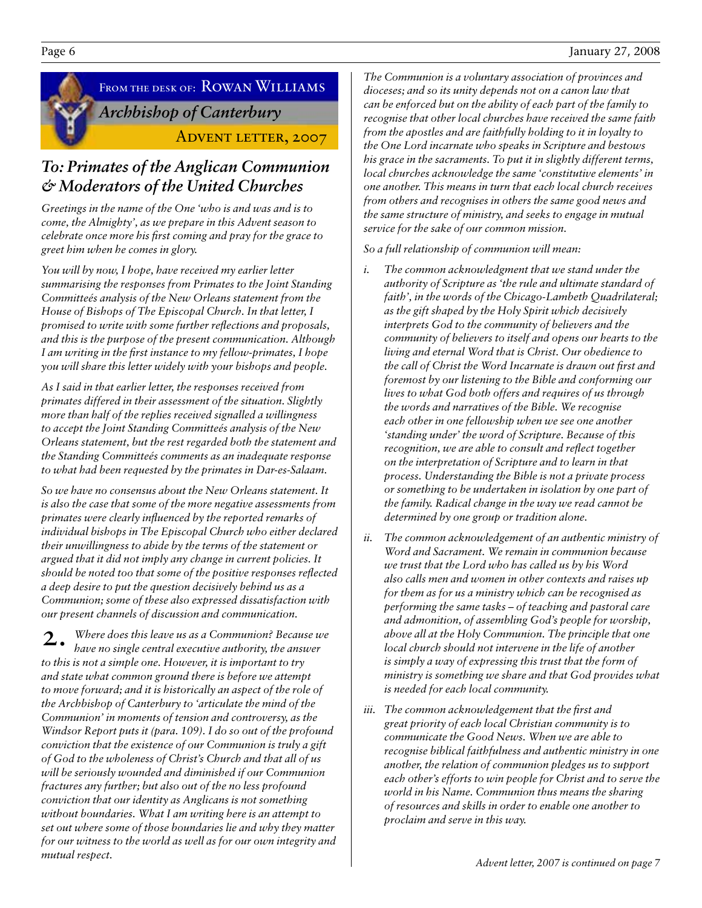From the desk of: Rowan Williams

*Archbishop of Canterbury*

Advent letter, 2007

## *To: Primates of the Anglican Communion & Moderators of the United Churches*

*Greetings in the name of the One 'who is and was and is to come, the Almighty', as we prepare in this Advent season to celebrate once more his first coming and pray for the grace to greet him when he comes in glory.*

*You will by now, I hope, have received my earlier letter summarising the responses from Primates to the Joint Standing Committeés analysis of the New Orleans statement from the House of Bishops of The Episcopal Church. In that letter, I promised to write with some further reflections and proposals, and this is the purpose of the present communication. Although I am writing in the first instance to my fellow-primates, I hope you will share this letter widely with your bishops and people.*

*As I said in that earlier letter, the responses received from primates differed in their assessment of the situation. Slightly more than half of the replies received signalled a willingness to accept the Joint Standing Committeés analysis of the New Orleans statement, but the rest regarded both the statement and the Standing Committeés comments as an inadequate response to what had been requested by the primates in Dar-es-Salaam.*

*So we have no consensus about the New Orleans statement. It is also the case that some of the more negative assessments from primates were clearly influenced by the reported remarks of individual bishops in The Episcopal Church who either declared their unwillingness to abide by the terms of the statement or argued that it did not imply any change in current policies. It should be noted too that some of the positive responses reflected a deep desire to put the question decisively behind us as a Communion; some of these also expressed dissatisfaction with our present channels of discussion and communication.*

**2.** *Where does this leave us as a Communion? Because we have no single central executive authority, the answer to this is not a simple one. However, it is important to try and state what common ground there is before we attempt to move forward; and it is historically an aspect of the role of the Archbishop of Canterbury to 'articulate the mind of the Communion' in moments of tension and controversy, as the Windsor Report puts it (para. 109). I do so out of the profound conviction that the existence of our Communion is truly a gift of God to the wholeness of Christ's Church and that all of us will be seriously wounded and diminished if our Communion fractures any further; but also out of the no less profound conviction that our identity as Anglicans is not something without boundaries. What I am writing here is an attempt to set out where some of those boundaries lie and why they matter for our witness to the world as well as for our own integrity and mutual respect.*

*The Communion is a voluntary association of provinces and dioceses; and so its unity depends not on a canon law that can be enforced but on the ability of each part of the family to recognise that other local churches have received the same faith from the apostles and are faithfully holding to it in loyalty to the One Lord incarnate who speaks in Scripture and bestows his grace in the sacraments. To put it in slightly different terms, local churches acknowledge the same 'constitutive elements' in one another. This means in turn that each local church receives from others and recognises in others the same good news and the same structure of ministry, and seeks to engage in mutual service for the sake of our common mission.*

*So a full relationship of communion will mean:*

*i. The common acknowledgment that we stand under the authority of Scripture as 'the rule and ultimate standard of faith', in the words of the Chicago-Lambeth Quadrilateral; as the gift shaped by the Holy Spirit which decisively interprets God to the community of believers and the community of believers to itself and opens our hearts to the living and eternal Word that is Christ. Our obedience to the call of Christ the Word Incarnate is drawn out first and foremost by our listening to the Bible and conforming our lives to what God both offers and requires of us through the words and narratives of the Bible. We recognise each other in one fellowship when we see one another 'standing under' the word of Scripture. Because of this recognition, we are able to consult and reflect together on the interpretation of Scripture and to learn in that process. Understanding the Bible is not a private process or something to be undertaken in isolation by one part of the family. Radical change in the way we read cannot be determined by one group or tradition alone.*

*ii. The common acknowledgement of an authentic ministry of Word and Sacrament. We remain in communion because we trust that the Lord who has called us by his Word also calls men and women in other contexts and raises up for them as for us a ministry which can be recognised as performing the same tasks – of teaching and pastoral care and admonition, of assembling God's people for worship, above all at the Holy Communion. The principle that one local church should not intervene in the life of another is simply a way of expressing this trust that the form of ministry is something we share and that God provides what is needed for each local community.*

*iii. The common acknowledgement that the first and great priority of each local Christian community is to communicate the Good News. When we are able to recognise biblical faithfulness and authentic ministry in one another, the relation of communion pledges us to support each other's efforts to win people for Christ and to serve the world in his Name. Communion thus means the sharing of resources and skills in order to enable one another to proclaim and serve in this way.*

*Advent letter, 2007 is continued on page 7*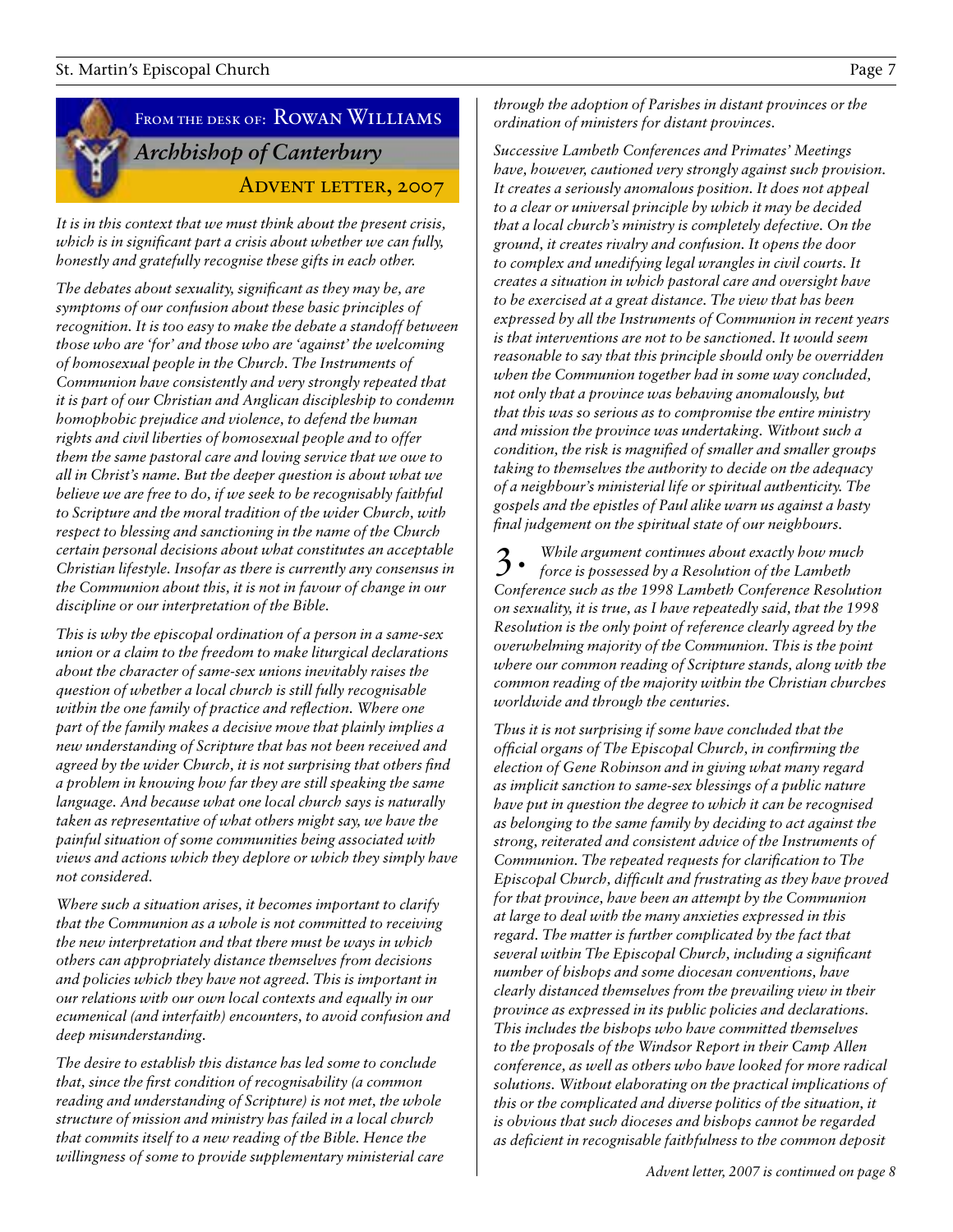## From the desk of: Rowan Williams

### *Archbishop of Canterbury*

### Advent letter, 2007

*It is in this context that we must think about the present crisis, which is in significant part a crisis about whether we can fully, honestly and gratefully recognise these gifts in each other.*

*The debates about sexuality, significant as they may be, are symptoms of our confusion about these basic principles of recognition. It is too easy to make the debate a standoff between those who are 'for' and those who are 'against' the welcoming of homosexual people in the Church. The Instruments of Communion have consistently and very strongly repeated that it is part of our Christian and Anglican discipleship to condemn homophobic prejudice and violence, to defend the human rights and civil liberties of homosexual people and to offer them the same pastoral care and loving service that we owe to all in Christ's name. But the deeper question is about what we believe we are free to do, if we seek to be recognisably faithful to Scripture and the moral tradition of the wider Church, with respect to blessing and sanctioning in the name of the Church certain personal decisions about what constitutes an acceptable Christian lifestyle. Insofar as there is currently any consensus in the Communion about this, it is not in favour of change in our discipline or our interpretation of the Bible.*

*This is why the episcopal ordination of a person in a same-sex union or a claim to the freedom to make liturgical declarations about the character of same-sex unions inevitably raises the question of whether a local church is still fully recognisable within the one family of practice and reflection. Where one part of the family makes a decisive move that plainly implies a new understanding of Scripture that has not been received and agreed by the wider Church, it is not surprising that others find a problem in knowing how far they are still speaking the same language. And because what one local church says is naturally taken as representative of what others might say, we have the painful situation of some communities being associated with views and actions which they deplore or which they simply have not considered.*

*Where such a situation arises, it becomes important to clarify that the Communion as a whole is not committed to receiving the new interpretation and that there must be ways in which others can appropriately distance themselves from decisions and policies which they have not agreed. This is important in our relations with our own local contexts and equally in our ecumenical (and interfaith) encounters, to avoid confusion and deep misunderstanding.*

*The desire to establish this distance has led some to conclude that, since the first condition of recognisability (a common reading and understanding of Scripture) is not met, the whole structure of mission and ministry has failed in a local church that commits itself to a new reading of the Bible. Hence the willingness of some to provide supplementary ministerial care through the adoption of Parishes in distant provinces or the ordination of ministers for distant provinces.*

*Successive Lambeth Conferences and Primates' Meetings have, however, cautioned very strongly against such provision. It creates a seriously anomalous position. It does not appeal to a clear or universal principle by which it may be decided that a local church's ministry is completely defective. On the ground, it creates rivalry and confusion. It opens the door to complex and unedifying legal wrangles in civil courts. It creates a situation in which pastoral care and oversight have to be exercised at a great distance. The view that has been expressed by all the Instruments of Communion in recent years is that interventions are not to be sanctioned. It would seem reasonable to say that this principle should only be overridden when the Communion together had in some way concluded, not only that a province was behaving anomalously, but that this was so serious as to compromise the entire ministry and mission the province was undertaking. Without such a condition, the risk is magnified of smaller and smaller groups taking to themselves the authority to decide on the adequacy of a neighbour's ministerial life or spiritual authenticity. The gospels and the epistles of Paul alike warn us against a hasty final judgement on the spiritual state of our neighbours.*

**3.** *While argument continues about exactly how much force is possessed by a Resolution of the Lambeth Conference such as the 1998 Lambeth Conference Resolution on sexuality, it is true, as I have repeatedly said, that the 1998 Resolution is the only point of reference clearly agreed by the overwhelming majority of the Communion. This is the point where our common reading of Scripture stands, along with the common reading of the majority within the Christian churches worldwide and through the centuries.*

*Thus it is not surprising if some have concluded that the official organs of The Episcopal Church, in confirming the election of Gene Robinson and in giving what many regard as implicit sanction to same-sex blessings of a public nature have put in question the degree to which it can be recognised as belonging to the same family by deciding to act against the strong, reiterated and consistent advice of the Instruments of Communion. The repeated requests for clarification to The Episcopal Church, difficult and frustrating as they have proved for that province, have been an attempt by the Communion at large to deal with the many anxieties expressed in this regard. The matter is further complicated by the fact that several within The Episcopal Church, including a significant number of bishops and some diocesan conventions, have clearly distanced themselves from the prevailing view in their province as expressed in its public policies and declarations. This includes the bishops who have committed themselves to the proposals of the Windsor Report in their Camp Allen conference, as well as others who have looked for more radical solutions. Without elaborating on the practical implications of this or the complicated and diverse politics of the situation, it is obvious that such dioceses and bishops cannot be regarded as deficient in recognisable faithfulness to the common deposit*

*Advent letter, 2007 is continued on page 8*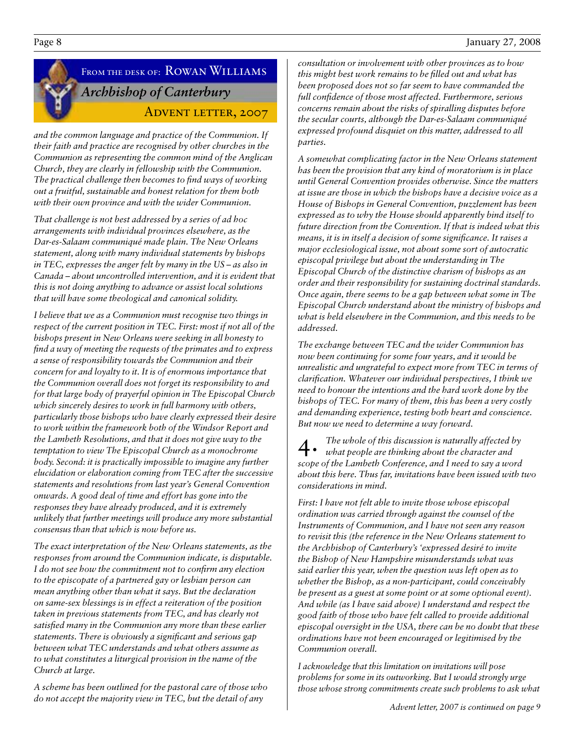# From the desk of: Rowan Williams

## *Archbishop of Canterbury*

### Advent letter, 2007

*and the common language and practice of the Communion. If their faith and practice are recognised by other churches in the Communion as representing the common mind of the Anglican Church, they are clearly in fellowship with the Communion. The practical challenge then becomes to find ways of working out a fruitful, sustainable and honest relation for them both with their own province and with the wider Communion.*

*That challenge is not best addressed by a series of ad hoc arrangements with individual provinces elsewhere, as the Dar-es-Salaam communiqué made plain. The New Orleans statement, along with many individual statements by bishops in TEC, expresses the anger felt by many in the US – as also in Canada – about uncontrolled intervention, and it is evident that this is not doing anything to advance or assist local solutions that will have some theological and canonical solidity.*

*I believe that we as a Communion must recognise two things in respect of the current position in TEC. First: most if not all of the bishops present in New Orleans were seeking in all honesty to find a way of meeting the requests of the primates and to express a sense of responsibility towards the Communion and their concern for and loyalty to it. It is of enormous importance that the Communion overall does not forget its responsibility to and for that large body of prayerful opinion in The Episcopal Church which sincerely desires to work in full harmony with others, particularly those bishops who have clearly expressed their desire to work within the framework both of the Windsor Report and the Lambeth Resolutions, and that it does not give way to the temptation to view The Episcopal Church as a monochrome body. Second: it is practically impossible to imagine any further elucidation or elaboration coming from TEC after the successive statements and resolutions from last year's General Convention onwards. A good deal of time and effort has gone into the responses they have already produced, and it is extremely unlikely that further meetings will produce any more substantial consensus than that which is now before us.*

*The exact interpretation of the New Orleans statements, as the responses from around the Communion indicate, is disputable. I do not see how the commitment not to confirm any election to the episcopate of a partnered gay or lesbian person can mean anything other than what it says. But the declaration on same-sex blessings is in effect a reiteration of the position taken in previous statements from TEC, and has clearly not satisfied many in the Communion any more than these earlier statements. There is obviously a significant and serious gap between what TEC understands and what others assume as to what constitutes a liturgical provision in the name of the Church at large.*

*A scheme has been outlined for the pastoral care of those who do not accept the majority view in TEC, but the detail of any consultation or involvement with other provinces as to how this might best work remains to be filled out and what has been proposed does not so far seem to have commanded the full confidence of those most affected. Furthermore, serious concerns remain about the risks of spiralling disputes before the secular courts, although the Dar-es-Salaam communiqué expressed profound disquiet on this matter, addressed to all parties.*

*A somewhat complicating factor in the New Orleans statement has been the provision that any kind of moratorium is in place until General Convention provides otherwise. Since the matters at issue are those in which the bishops have a decisive voice as a House of Bishops in General Convention, puzzlement has been expressed as to why the House should apparently bind itself to future direction from the Convention. If that is indeed what this means, it is in itself a decision of some significance. It raises a major ecclesiological issue, not about some sort of autocratic episcopal privilege but about the understanding in The Episcopal Church of the distinctive charism of bishops as an order and their responsibility for sustaining doctrinal standards. Once again, there seems to be a gap between what some in The Episcopal Church understand about the ministry of bishops and what is held elsewhere in the Communion, and this needs to be addressed.*

*The exchange between TEC and the wider Communion has now been continuing for some four years, and it would be unrealistic and ungrateful to expect more from TEC in terms of clarification. Whatever our individual perspectives, I think we need to honour the intentions and the hard work done by the bishops of TEC. For many of them, this has been a very costly and demanding experience, testing both heart and conscience. But now we need to determine a way forward.*

4. *The whole of this discussion is naturally affected by what people are thinking about the character and scope of the Lambeth Conference, and I need to say a word about this here. Thus far, invitations have been issued with two considerations in mind.*

*First: I have not felt able to invite those whose episcopal ordination was carried through against the counsel of the Instruments of Communion, and I have not seen any reason to revisit this (the reference in the New Orleans statement to the Archbishop of Canterbury's 'expressed desiré to invite the Bishop of New Hampshire misunderstands what was said earlier this year, when the question was left open as to whether the Bishop, as a non-participant, could conceivably be present as a guest at some point or at some optional event). And while (as I have said above) I understand and respect the good faith of those who have felt called to provide additional episcopal oversight in the USA, there can be no doubt that these ordinations have not been encouraged or legitimised by the Communion overall.*

*I acknowledge that this limitation on invitations will pose problems for some in its outworking. But I would strongly urge those whose strong commitments create such problems to ask what*

*Advent letter, 2007 is continued on page 9*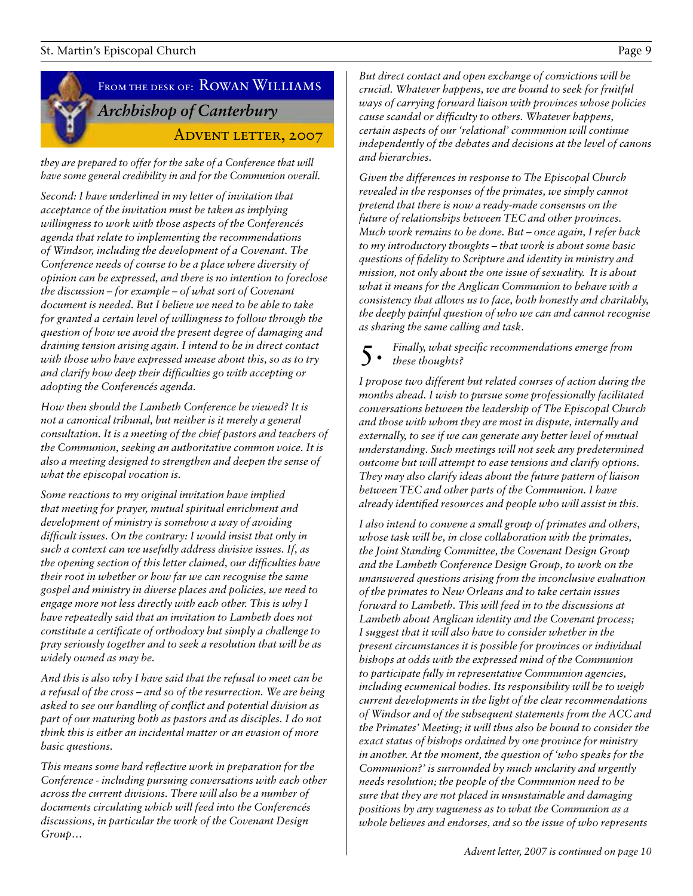## From the desk of: Rowan Williams

### *Archbishop of Canterbury*

### Advent letter, 2007

*they are prepared to offer for the sake of a Conference that will have some general credibility in and for the Communion overall.*

*Second: I have underlined in my letter of invitation that acceptance of the invitation must be taken as implying willingness to work with those aspects of the Conferencés agenda that relate to implementing the recommendations of Windsor, including the development of a Covenant. The Conference needs of course to be a place where diversity of opinion can be expressed, and there is no intention to foreclose the discussion – for example – of what sort of Covenant document is needed. But I believe we need to be able to take for granted a certain level of willingness to follow through the question of how we avoid the present degree of damaging and draining tension arising again. I intend to be in direct contact with those who have expressed unease about this, so as to try and clarify how deep their difficulties go with accepting or adopting the Conferencés agenda.*

*How then should the Lambeth Conference be viewed? It is not a canonical tribunal, but neither is it merely a general consultation. It is a meeting of the chief pastors and teachers of the Communion, seeking an authoritative common voice. It is also a meeting designed to strengthen and deepen the sense of what the episcopal vocation is.*

*Some reactions to my original invitation have implied that meeting for prayer, mutual spiritual enrichment and development of ministry is somehow a way of avoiding difficult issues. On the contrary: I would insist that only in such a context can we usefully address divisive issues. If, as the opening section of this letter claimed, our difficulties have their root in whether or how far we can recognise the same gospel and ministry in diverse places and policies, we need to engage more not less directly with each other. This is why I have repeatedly said that an invitation to Lambeth does not constitute a certificate of orthodoxy but simply a challenge to pray seriously together and to seek a resolution that will be as widely owned as may be.*

*And this is also why I have said that the refusal to meet can be a refusal of the cross – and so of the resurrection. We are being asked to see our handling of conflict and potential division as part of our maturing both as pastors and as disciples. I do not think this is either an incidental matter or an evasion of more basic questions.*

*This means some hard reflective work in preparation for the Conference - including pursuing conversations with each other across the current divisions. There will also be a number of documents circulating which will feed into the Conferencés discussions, in particular the work of the Covenant Design Group…*

*But direct contact and open exchange of convictions will be crucial. Whatever happens, we are bound to seek for fruitful ways of carrying forward liaison with provinces whose policies cause scandal or difficulty to others. Whatever happens, certain aspects of our 'relational' communion will continue independently of the debates and decisions at the level of canons and hierarchies.*

*Given the differences in response to The Episcopal Church revealed in the responses of the primates, we simply cannot pretend that there is now a ready-made consensus on the future of relationships between TEC and other provinces. Much work remains to be done. But – once again, I refer back to my introductory thoughts – that work is about some basic questions of fidelity to Scripture and identity in ministry and mission, not only about the one issue of sexuality. It is about what it means for the Anglican Communion to behave with a consistency that allows us to face, both honestly and charitably, the deeply painful question of who we can and cannot recognise as sharing the same calling and task.*

**5.** *Finally, what specific recommendations emerge from these thoughts?*

*I propose two different but related courses of action during the months ahead. I wish to pursue some professionally facilitated conversations between the leadership of The Episcopal Church and those with whom they are most in dispute, internally and externally, to see if we can generate any better level of mutual understanding. Such meetings will not seek any predetermined outcome but will attempt to ease tensions and clarify options. They may also clarify ideas about the future pattern of liaison between TEC and other parts of the Communion. I have already identified resources and people who will assist in this.*

*I also intend to convene a small group of primates and others, whose task will be, in close collaboration with the primates, the Joint Standing Committee, the Covenant Design Group and the Lambeth Conference Design Group, to work on the unanswered questions arising from the inconclusive evaluation of the primates to New Orleans and to take certain issues forward to Lambeth. This will feed in to the discussions at Lambeth about Anglican identity and the Covenant process; I suggest that it will also have to consider whether in the present circumstances it is possible for provinces or individual bishops at odds with the expressed mind of the Communion to participate fully in representative Communion agencies, including ecumenical bodies. Its responsibility will be to weigh current developments in the light of the clear recommendations of Windsor and of the subsequent statements from the ACC and the Primates' Meeting; it will thus also be bound to consider the exact status of bishops ordained by one province for ministry in another. At the moment, the question of 'who speaks for the Communion?' is surrounded by much unclarity and urgently needs resolution; the people of the Communion need to be sure that they are not placed in unsustainable and damaging positions by any vagueness as to what the Communion as a whole believes and endorses, and so the issue of who represents*

*Advent letter, 2007 is continued on page 10*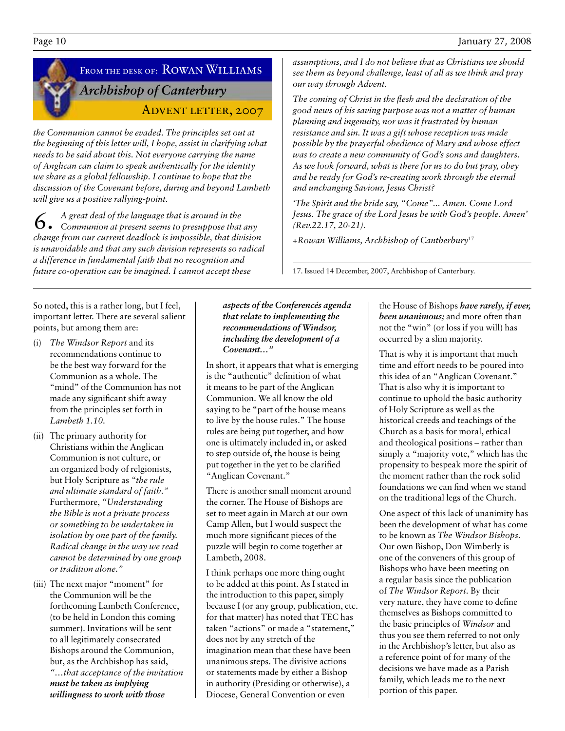## From the desk of: Rowan Williams

### *Archbishop of Canterbury*

### Advent letter, 2007

*the Communion cannot be evaded. The principles set out at the beginning of this letter will, I hope, assist in clarifying what needs to be said about this. Not everyone carrying the name of Anglican can claim to speak authentically for the identity we share as a global fellowship. I continue to hope that the discussion of the Covenant before, during and beyond Lambeth will give us a positive rallying-point.*

6. *A great deal of the language that is around in the Communion at present seems to presuppose that any change from our current deadlock is impossible, that division is unavoidable and that any such division represents so radical a difference in fundamental faith that no recognition and future co-operation can be imagined. I cannot accept these assumptions, and I do not believe that as Christians we should see them as beyond challenge, least of all as we think and pray our way through Advent.*

*The coming of Christ in the flesh and the declaration of the good news of his saving purpose was not a matter of human planning and ingenuity, nor was it frustrated by human resistance and sin. It was a gift whose reception was made possible by the prayerful obedience of Mary and whose effect was to create a new community of God's sons and daughters. As we look forward, what is there for us to do but pray, obey and be ready for God's re-creating work through the eternal and unchanging Saviour, Jesus Christ?*

*'The Spirit and the bride say, "Come"... Amen. Come Lord Jesus. The grace of the Lord Jesus be with God's people. Amen' (Rev.22.17, 20-21).*

*+Rowan Williams, Archbishop of Cantberbury*[17]

17. Issued 14 December, 2007, Archbishop of Canterbury.

---

So noted, this is a rather long, but I feel, important letter. There are several salient points, but among them are:

(i) *The Windsor Report* and its recommendations continue to be the best way forward for the Communion as a whole. The "mind" of the Communion has not made any significant shift away from the principles set forth in *Lambeth 1.10.*

(ii) The primary authority for Christians within the Anglican Communion is not culture, or an organized body of relgionists, but Holy Scripture as *"the rule and ultimate standard of faith."* Furthermore, *"Understanding the Bible is not a private process or something to be undertaken in isolation by one part of the family. Radical change in the way we read cannot be determined by one group or tradition alone."*

(iii) The next major "moment" for the Communion will be the forthcoming Lambeth Conference, (to be held in London this coming summer). Invitations will be sent to all legitimately consecrated Bishops around the Communion, but, as the Archbishop has said, *"...that acceptance of the invitation* ***must be taken as implying willingness to work with those aspects of the Conferencés agenda that relate to implementing the recommendations of Windsor, including the development of a Covenant..."***

In short, it appears that what is emerging is the "authentic" definition of what it means to be part of the Anglican Communion. We all know the old saying to be "part of the house means to live by the house rules." The house rules are being put together, and how one is ultimately included in, or asked to step outside of, the house is being put together in the yet to be clarified "Anglican Covenant."

There is another small moment around the corner. The House of Bishops are set to meet again in March at our own Camp Allen, but I would suspect the much more significant pieces of the puzzle will begin to come together at Lambeth, 2008.

I think perhaps one more thing ought to be added at this point. As I stated in the introduction to this paper, simply because I (or any group, publication, etc. for that matter) has noted that TEC has taken "actions" or made a "statement," does not by any stretch of the imagination mean that these have been unanimous steps. The divisive actions or statements made by either a Bishop in authority (Presiding or otherwise), a Diocese, General Convention or even the House of Bishops ***have rarely, if ever, been unanimous;*** and more often than not the "win" (or loss if you will) has occurred by a slim majority.

That is why it is important that much time and effort needs to be poured into this idea of an "Anglican Covenant." That is also why it is important to continue to uphold the basic authority of Holy Scripture as well as the historical creeds and teachings of the Church as a basis for moral, ethical and theological positions – rather than simply a "majority vote," which has the propensity to bespeak more the spirit of the moment rather than the rock solid foundations we can find when we stand on the traditional legs of the Church.

One aspect of this lack of unanimity has been the development of what has come to be known as *The Windsor Bishops.* Our own Bishop, Don Wimberly is one of the conveners of this group of Bishops who have been meeting on a regular basis since the publication of *The Windsor Report.* By their very nature, they have come to define themselves as Bishops committed to the basic principles of *Windsor* and thus you see them referred to not only in the Archbishop's letter, but also as a reference point of for many of the decisions we have made as a Parish family, which leads me to the next portion of this paper.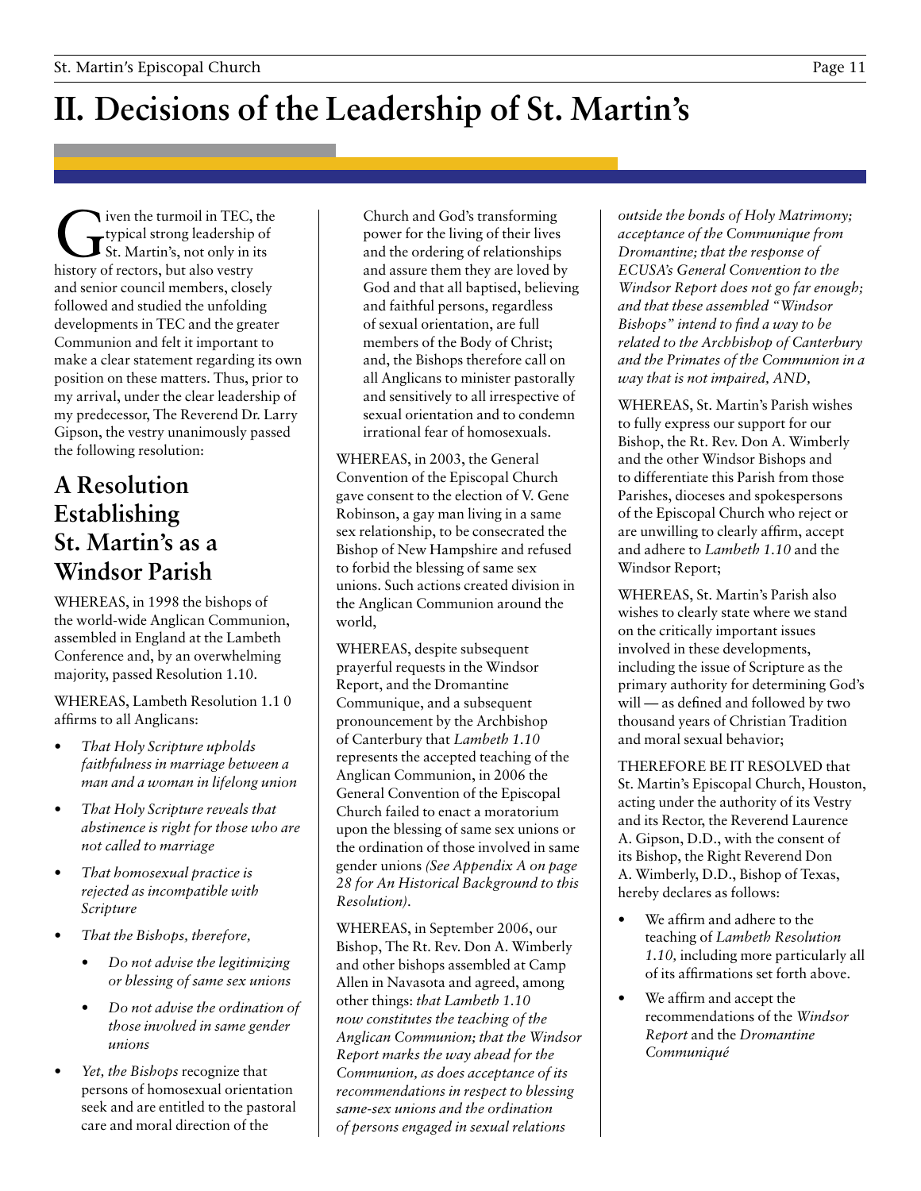# II. Decisions of the Leadership of St. Martin's

Given the turmoil in TEC, the typical strong leadership of St. Martin's, not only in its history of rectors, but also vestry and senior council members, closely followed and studied the unfolding developments in TEC and the greater Communion and felt it important to make a clear statement regarding its own position on these matters. Thus, prior to my arrival, under the clear leadership of my predecessor, The Reverend Dr. Larry Gipson, the vestry unanimously passed the following resolution:

## A Resolution Establishing St. Martin's as a Windsor Parish

WHEREAS, in 1998 the bishops of the world-wide Anglican Communion, assembled in England at the Lambeth Conference and, by an overwhelming majority, passed Resolution 1.10.

WHEREAS, Lambeth Resolution 1.1 0 affirms to all Anglicans:

- *That Holy Scripture upholds faithfulness in marriage between a man and a woman in lifelong union*
- *That Holy Scripture reveals that abstinence is right for those who are not called to marriage*
- *That homosexual practice is rejected as incompatible with Scripture*
- *That the Bishops, therefore,*
    - *Do not advise the legitimizing or blessing of same sex unions*
    - *Do not advise the ordination of those involved in same gender unions*
- *Yet, the Bishops* recognize that persons of homosexual orientation seek and are entitled to the pastoral care and moral direction of the Church and God's transforming power for the living of their lives and the ordering of relationships and assure them they are loved by God and that all baptised, believing and faithful persons, regardless of sexual orientation, are full members of the Body of Christ; and, the Bishops therefore call on all Anglicans to minister pastorally and sensitively to all irrespective of sexual orientation and to condemn irrational fear of homosexuals.

WHEREAS, in 2003, the General Convention of the Episcopal Church gave consent to the election of V. Gene Robinson, a gay man living in a same sex relationship, to be consecrated the Bishop of New Hampshire and refused to forbid the blessing of same sex unions. Such actions created division in the Anglican Communion around the world,

WHEREAS, despite subsequent prayerful requests in the Windsor Report, and the Dromantine Communique, and a subsequent pronouncement by the Archbishop of Canterbury that *Lambeth 1.10* represents the accepted teaching of the Anglican Communion, in 2006 the General Convention of the Episcopal Church failed to enact a moratorium upon the blessing of same sex unions or the ordination of those involved in same gender unions *(See Appendix A on page 28 for An Historical Background to this Resolution)*.

WHEREAS, in September 2006, our Bishop, The Rt. Rev. Don A. Wimberly and other bishops assembled at Camp Allen in Navasota and agreed, among other things: *that Lambeth 1.10 now constitutes the teaching of the Anglican Communion; that the Windsor Report marks the way ahead for the Communion, as does acceptance of its recommendations in respect to blessing same-sex unions and the ordination of persons engaged in sexual relations outside the bonds of Holy Matrimony; acceptance of the Communique from Dromantine; that the response of ECUSA's General Convention to the Windsor Report does not go far enough; and that these assembled "Windsor Bishops" intend to find a way to be related to the Archbishop of Canterbury and the Primates of the Communion in a way that is not impaired, AND,*

WHEREAS, St. Martin's Parish wishes to fully express our support for our Bishop, the Rt. Rev. Don A. Wimberly and the other Windsor Bishops and to differentiate this Parish from those Parishes, dioceses and spokespersons of the Episcopal Church who reject or are unwilling to clearly affirm, accept and adhere to *Lambeth 1.10* and the Windsor Report;

WHEREAS, St. Martin's Parish also wishes to clearly state where we stand on the critically important issues involved in these developments, including the issue of Scripture as the primary authority for determining God's will — as defined and followed by two thousand years of Christian Tradition and moral sexual behavior;

THEREFORE BE IT RESOLVED that St. Martin's Episcopal Church, Houston, acting under the authority of its Vestry and its Rector, the Reverend Laurence A. Gipson, D.D., with the consent of its Bishop, the Right Reverend Don A. Wimberly, D.D., Bishop of Texas, hereby declares as follows:

- We affirm and adhere to the teaching of *Lambeth Resolution 1.10,* including more particularly all of its affirmations set forth above.
- We affirm and accept the recommendations of the *Windsor Report* and the *Dromantine Communiqué*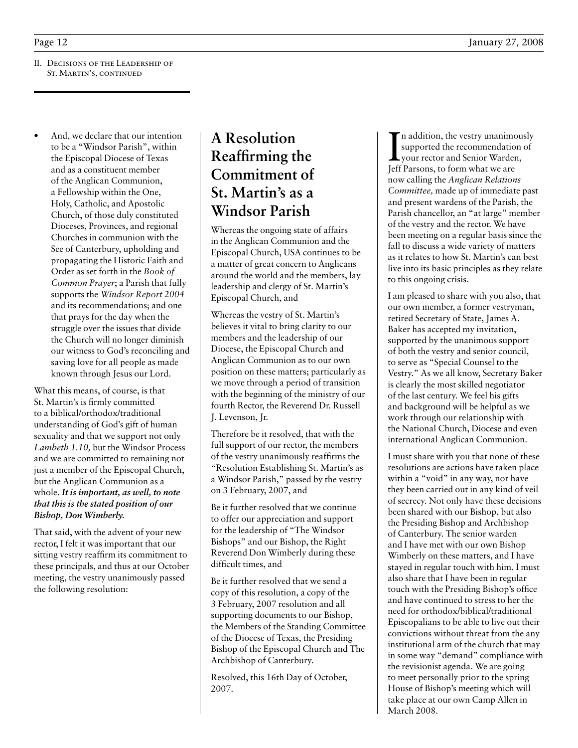II. Decisions of the Leadership of St. Martin's, continued

- And, we declare that our intention to be a "Windsor Parish", within the Episcopal Diocese of Texas and as a constituent member of the Anglican Communion, a Fellowship within the One, Holy, Catholic, and Apostolic Church, of those duly constituted Dioceses, Provinces, and regional Churches in communion with the See of Canterbury, upholding and propagating the Historic Faith and Order as set forth in the *Book of Common Prayer*; a Parish that fully supports the *Windsor Report 2004* and its recommendations; and one that prays for the day when the struggle over the issues that divide the Church will no longer diminish our witness to God's reconciling and saving love for all people as made known through Jesus our Lord.

What this means, of course, is that St. Martin's is firmly committed to a biblical/orthodox/traditional understanding of God's gift of human sexuality and that we support not only *Lambeth 1.10,* but the Windsor Process and we are committed to remaining not just a member of the Episcopal Church, but the Anglican Communion as a whole. ***It is important, as well, to note that this is the stated position of our Bishop, Don Wimberly.***

That said, with the advent of your new rector, I felt it was important that our sitting vestry reaffirm its commitment to these principals, and thus at our October meeting, the vestry unanimously passed the following resolution:

## A Resolution Reaffirming the Commitment of St. Martin's as a Windsor Parish

Whereas the ongoing state of affairs in the Anglican Communion and the Episcopal Church, USA continues to be a matter of great concern to Anglicans around the world and the members, lay leadership and clergy of St. Martin's Episcopal Church, and

Whereas the vestry of St. Martin's believes it vital to bring clarity to our members and the leadership of our Diocese, the Episcopal Church and Anglican Communion as to our own position on these matters; particularly as we move through a period of transition with the beginning of the ministry of our fourth Rector, the Reverend Dr. Russell J. Levenson, Jr.

Therefore be it resolved, that with the full support of our rector, the members of the vestry unanimously reaffirms the "Resolution Establishing St. Martin's as a Windsor Parish," passed by the vestry on 3 February, 2007, and

Be it further resolved that we continue to offer our appreciation and support for the leadership of "The Windsor Bishops" and our Bishop, the Right Reverend Don Wimberly during these difficult times, and

Be it further resolved that we send a copy of this resolution, a copy of the 3 February, 2007 resolution and all supporting documents to our Bishop, the Members of the Standing Committee of the Diocese of Texas, the Presiding Bishop of the Episcopal Church and The Archbishop of Canterbury.

Resolved, this 16th Day of October, 2007.

In addition, the vestry unanimously supported the recommendation of your rector and Senior Warden, Jeff Parsons, to form what we are now calling the *Anglican Relations Committee,* made up of immediate past and present wardens of the Parish, the Parish chancellor, an "at large" member of the vestry and the rector. We have been meeting on a regular basis since the fall to discuss a wide variety of matters as it relates to how St. Martin's can best live into its basic principles as they relate to this ongoing crisis.

I am pleased to share with you also, that our own member, a former vestryman, retired Secretary of State, James A. Baker has accepted my invitation, supported by the unanimous support of both the vestry and senior council, to serve as "Special Counsel to the Vestry." As we all know, Secretary Baker is clearly the most skilled negotiator of the last century. We feel his gifts and background will be helpful as we work through our relationship with the National Church, Diocese and even international Anglican Communion.

I must share with you that none of these resolutions are actions have taken place within a "void" in any way, nor have they been carried out in any kind of veil of secrecy. Not only have these decisions been shared with our Bishop, but also the Presiding Bishop and Archbishop of Canterbury. The senior warden and I have met with our own Bishop Wimberly on these matters, and I have stayed in regular touch with him. I must also share that I have been in regular touch with the Presiding Bishop's office and have continued to stress to her the need for orthodox/biblical/traditional Episcopalians to be able to live out their convictions without threat from the any institutional arm of the church that may in some way "demand" compliance with the revisionist agenda. We are going to meet personally prior to the spring House of Bishop's meeting which will take place at our own Camp Allen in March 2008.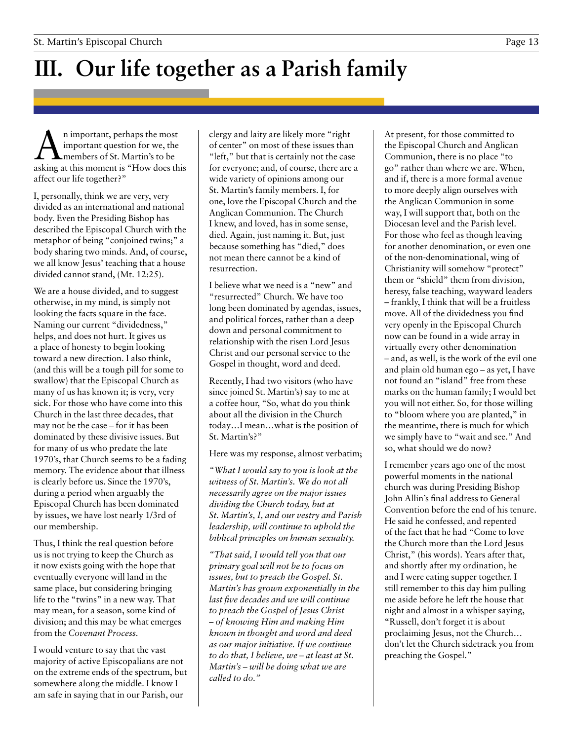# III. Our life together as a Parish family

An important, perhaps the most important question for we, the members of St. Martin's to be asking at this moment is "How does this affect our life together?"

I, personally, think we are very, very divided as an international and national body. Even the Presiding Bishop has described the Episcopal Church with the metaphor of being "conjoined twins;" a body sharing two minds. And, of course, we all know Jesus' teaching that a house divided cannot stand, (Mt. 12:25).

We are a house divided, and to suggest otherwise, in my mind, is simply not looking the facts square in the face. Naming our current "dividedness," helps, and does not hurt. It gives us a place of honesty to begin looking toward a new direction. I also think, (and this will be a tough pill for some to swallow) that the Episcopal Church as many of us has known it; is very, very sick. For those who have come into this Church in the last three decades, that may not be the case – for it has been dominated by these divisive issues. But for many of us who predate the late 1970's, that Church seems to be a fading memory. The evidence about that illness is clearly before us. Since the 1970's, during a period when arguably the Episcopal Church has been dominated by issues, we have lost nearly 1/3rd of our membership.

Thus, I think the real question before us is not trying to keep the Church as it now exists going with the hope that eventually everyone will land in the same place, but considering bringing life to the "twins" in a new way. That may mean, for a season, some kind of division; and this may be what emerges from the *Covenant Process*.

I would venture to say that the vast majority of active Episcopalians are not on the extreme ends of the spectrum, but somewhere along the middle. I know I am safe in saying that in our Parish, our clergy and laity are likely more "right of center" on most of these issues than "left," but that is certainly not the case for everyone; and, of course, there are a wide variety of opinions among our St. Martin's family members. I, for one, love the Episcopal Church and the Anglican Communion. The Church I knew, and loved, has in some sense, died. Again, just naming it. But, just because something has "died," does not mean there cannot be a kind of resurrection.

I believe what we need is a "new" and "resurrected" Church. We have too long been dominated by agendas, issues, and political forces, rather than a deep down and personal commitment to relationship with the risen Lord Jesus Christ and our personal service to the Gospel in thought, word and deed.

Recently, I had two visitors (who have since joined St. Martin's) say to me at a coffee hour, "So, what do you think about all the division in the Church today…I mean…what is the position of St. Martin's?"

Here was my response, almost verbatim;

*"What I would say to you is look at the witness of St. Martin's. We do not all necessarily agree on the major issues dividing the Church today, but at St. Martin's, I, and our vestry and Parish leadership, will continue to uphold the biblical principles on human sexuality.*

*"That said, I would tell you that our primary goal will not be to focus on issues, but to preach the Gospel. St. Martin's has grown exponentially in the last five decades and we will continue to preach the Gospel of Jesus Christ – of knowing Him and making Him known in thought and word and deed as our major initiative. If we continue to do that, I believe, we – at least at St. Martin's – will be doing what we are called to do."*

At present, for those committed to the Episcopal Church and Anglican Communion, there is no place "to go" rather than where we are. When, and if, there is a more formal avenue to more deeply align ourselves with the Anglican Communion in some way, I will support that, both on the Diocesan level and the Parish level. For those who feel as though leaving for another denomination, or even one of the non-denominational, wing of Christianity will somehow "protect" them or "shield" them from division, heresy, false teaching, wayward leaders – frankly, I think that will be a fruitless move. All of the dividedness you find very openly in the Episcopal Church now can be found in a wide array in virtually every other denomination – and, as well, is the work of the evil one and plain old human ego – as yet, I have not found an "island" free from these marks on the human family; I would bet you will not either. So, for those willing to "bloom where you are planted," in the meantime, there is much for which we simply have to "wait and see." And so, what should we do now?

I remember years ago one of the most powerful moments in the national church was during Presiding Bishop John Allin's final address to General Convention before the end of his tenure. He said he confessed, and repented of the fact that he had "Come to love the Church more than the Lord Jesus Christ," (his words). Years after that, and shortly after my ordination, he and I were eating supper together. I still remember to this day him pulling me aside before he left the house that night and almost in a whisper saying, "Russell, don't forget it is about proclaiming Jesus, not the Church… don't let the Church sidetrack you from preaching the Gospel."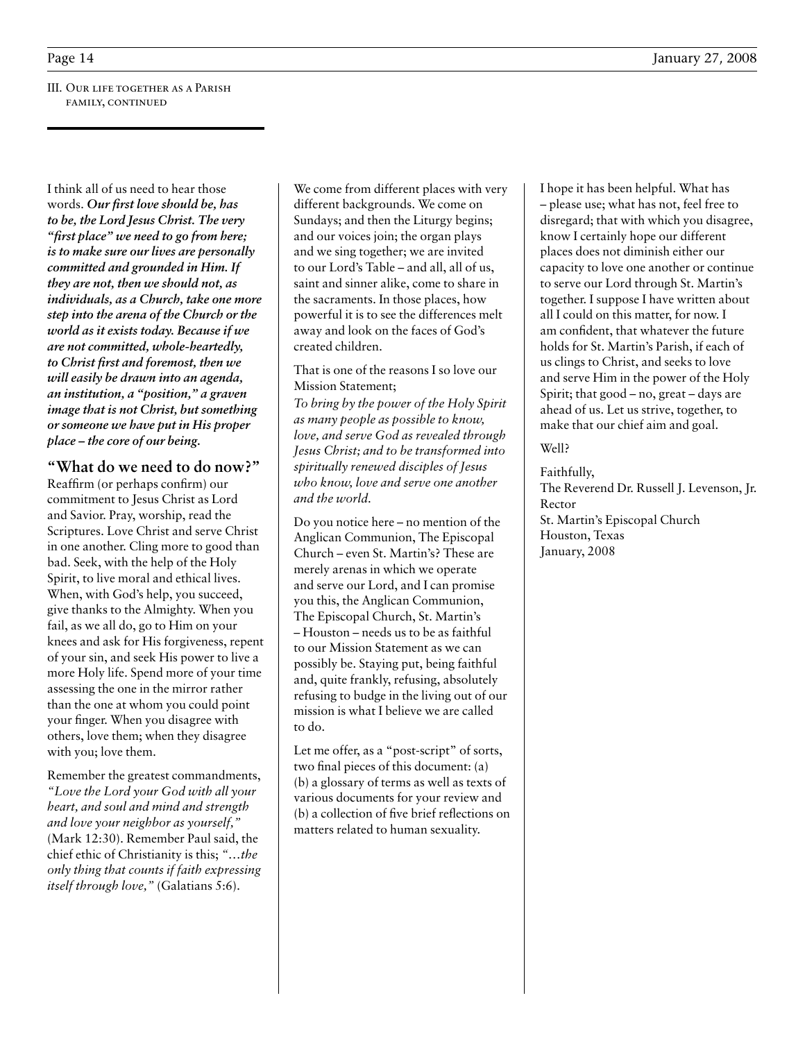III. Our life together as a Parish family, continued

I think all of us need to hear those words. ***Our first love should be, has to be, the Lord Jesus Christ. The very "first place" we need to go from here; is to make sure our lives are personally committed and grounded in Him. If they are not, then we should not, as individuals, as a Church, take one more step into the arena of the Church or the world as it exists today. Because if we are not committed, whole-heartedly, to Christ first and foremost, then we will easily be drawn into an agenda, an institution, a "position," a graven image that is not Christ, but something or someone we have put in His proper place – the core of our being.***

## "What do we need to do now?"

Reaffirm (or perhaps confirm) our commitment to Jesus Christ as Lord and Savior. Pray, worship, read the Scriptures. Love Christ and serve Christ in one another. Cling more to good than bad. Seek, with the help of the Holy Spirit, to live moral and ethical lives. When, with God's help, you succeed, give thanks to the Almighty. When you fail, as we all do, go to Him on your knees and ask for His forgiveness, repent of your sin, and seek His power to live a more Holy life. Spend more of your time assessing the one in the mirror rather than the one at whom you could point your finger. When you disagree with others, love them; when they disagree with you; love them.

Remember the greatest commandments, *"Love the Lord your God with all your heart, and soul and mind and strength and love your neighbor as yourself,"* (Mark 12:30). Remember Paul said, the chief ethic of Christianity is this; *"…the only thing that counts if faith expressing itself through love,"* (Galatians 5:6).

We come from different places with very different backgrounds. We come on Sundays; and then the Liturgy begins; and our voices join; the organ plays and we sing together; we are invited to our Lord's Table – and all, all of us, saint and sinner alike, come to share in the sacraments. In those places, how powerful it is to see the differences melt away and look on the faces of God's created children.

That is one of the reasons I so love our Mission Statement;
*To bring by the power of the Holy Spirit as many people as possible to know, love, and serve God as revealed through Jesus Christ; and to be transformed into spiritually renewed disciples of Jesus who know, love and serve one another and the world.*

Do you notice here – no mention of the Anglican Communion, The Episcopal Church – even St. Martin's? These are merely arenas in which we operate and serve our Lord, and I can promise you this, the Anglican Communion, The Episcopal Church, St. Martin's – Houston – needs us to be as faithful to our Mission Statement as we can possibly be. Staying put, being faithful and, quite frankly, refusing, absolutely refusing to budge in the living out of our mission is what I believe we are called to do.

Let me offer, as a "post-script" of sorts, two final pieces of this document: (a) (b) a glossary of terms as well as texts of various documents for your review and (b) a collection of five brief reflections on matters related to human sexuality.

I hope it has been helpful. What has – please use; what has not, feel free to disregard; that with which you disagree, know I certainly hope our different places does not diminish either our capacity to love one another or continue to serve our Lord through St. Martin's together. I suppose I have written about all I could on this matter, for now. I am confident, that whatever the future holds for St. Martin's Parish, if each of us clings to Christ, and seeks to love and serve Him in the power of the Holy Spirit; that good – no, great – days are ahead of us. Let us strive, together, to make that our chief aim and goal.

Well?

Faithfully,
The Reverend Dr. Russell J. Levenson, Jr.
Rector
St. Martin's Episcopal Church
Houston, Texas
January, 2008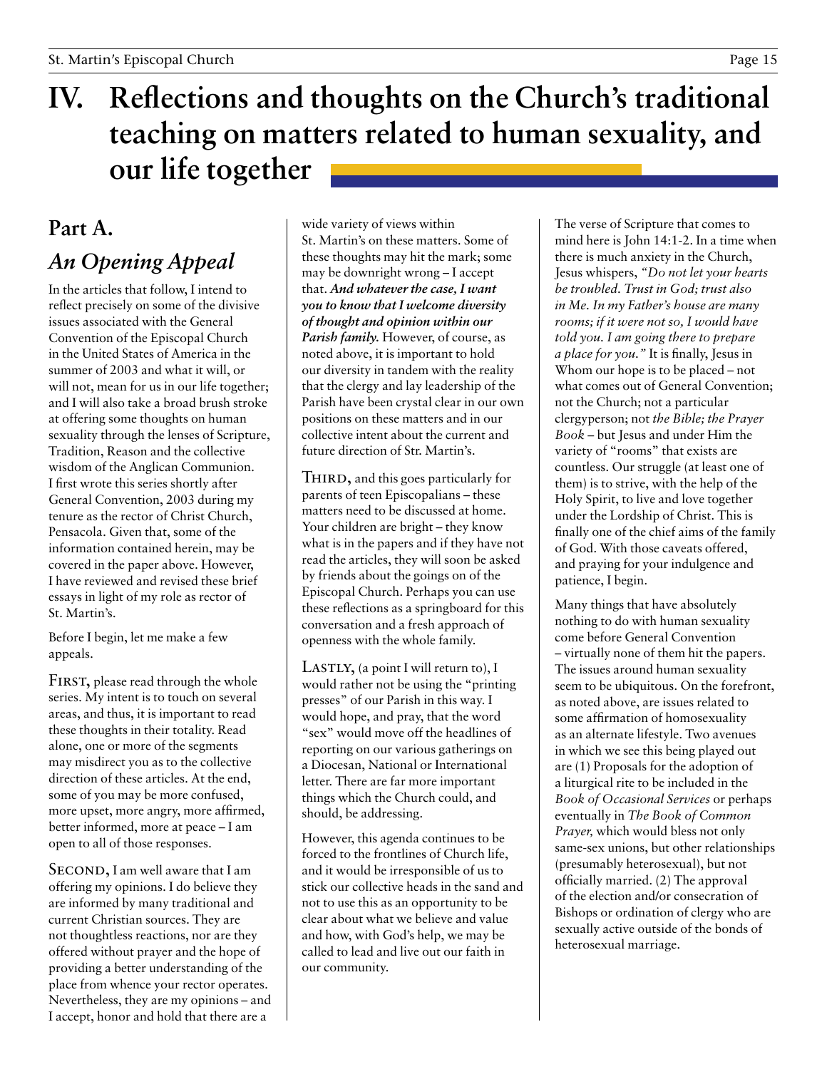# IV. Reflections and thoughts on the Church's traditional teaching on matters related to human sexuality, and our life together

## Part A.

## *An Opening Appeal*

In the articles that follow, I intend to reflect precisely on some of the divisive issues associated with the General Convention of the Episcopal Church in the United States of America in the summer of 2003 and what it will, or will not, mean for us in our life together; and I will also take a broad brush stroke at offering some thoughts on human sexuality through the lenses of Scripture, Tradition, Reason and the collective wisdom of the Anglican Communion. I first wrote this series shortly after General Convention, 2003 during my tenure as the rector of Christ Church, Pensacola. Given that, some of the information contained herein, may be covered in the paper above. However, I have reviewed and revised these brief essays in light of my role as rector of St. Martin's.

Before I begin, let me make a few appeals.

First, please read through the whole series. My intent is to touch on several areas, and thus, it is important to read these thoughts in their totality. Read alone, one or more of the segments may misdirect you as to the collective direction of these articles. At the end, some of you may be more confused, more upset, more angry, more affirmed, better informed, more at peace – I am open to all of those responses.

Second, I am well aware that I am offering my opinions. I do believe they are informed by many traditional and current Christian sources. They are not thoughtless reactions, nor are they offered without prayer and the hope of providing a better understanding of the place from whence your rector operates. Nevertheless, they are my opinions – and I accept, honor and hold that there are a wide variety of views within St. Martin's on these matters. Some of these thoughts may hit the mark; some may be downright wrong – I accept that. ***And whatever the case, I want you to know that I welcome diversity of thought and opinion within our Parish family.*** However, of course, as noted above, it is important to hold our diversity in tandem with the reality that the clergy and lay leadership of the Parish have been crystal clear in our own positions on these matters and in our collective intent about the current and future direction of Str. Martin's.

Third, and this goes particularly for parents of teen Episcopalians – these matters need to be discussed at home. Your children are bright – they know what is in the papers and if they have not read the articles, they will soon be asked by friends about the goings on of the Episcopal Church. Perhaps you can use these reflections as a springboard for this conversation and a fresh approach of openness with the whole family.

Lastly, (a point I will return to), I would rather not be using the "printing presses" of our Parish in this way. I would hope, and pray, that the word "sex" would move off the headlines of reporting on our various gatherings on a Diocesan, National or International letter. There are far more important things which the Church could, and should, be addressing.

However, this agenda continues to be forced to the frontlines of Church life, and it would be irresponsible of us to stick our collective heads in the sand and not to use this as an opportunity to be clear about what we believe and value and how, with God's help, we may be called to lead and live out our faith in our community.

The verse of Scripture that comes to mind here is John 14:1-2. In a time when there is much anxiety in the Church, Jesus whispers, *"Do not let your hearts be troubled. Trust in God; trust also in Me. In my Father's house are many rooms; if it were not so, I would have told you. I am going there to prepare a place for you."* It is finally, Jesus in Whom our hope is to be placed – not what comes out of General Convention; not the Church; not a particular clergyperson; not *the Bible; the Prayer Book* – but Jesus and under Him the variety of "rooms" that exists are countless. Our struggle (at least one of them) is to strive, with the help of the Holy Spirit, to live and love together under the Lordship of Christ. This is finally one of the chief aims of the family of God. With those caveats offered, and praying for your indulgence and patience, I begin.

Many things that have absolutely nothing to do with human sexuality come before General Convention – virtually none of them hit the papers. The issues around human sexuality seem to be ubiquitous. On the forefront, as noted above, are issues related to some affirmation of homosexuality as an alternate lifestyle. Two avenues in which we see this being played out are (1) Proposals for the adoption of a liturgical rite to be included in the *Book of Occasional Services* or perhaps eventually in *The Book of Common Prayer,* which would bless not only same-sex unions, but other relationships (presumably heterosexual), but not officially married. (2) The approval of the election and/or consecration of Bishops or ordination of clergy who are sexually active outside of the bonds of heterosexual marriage.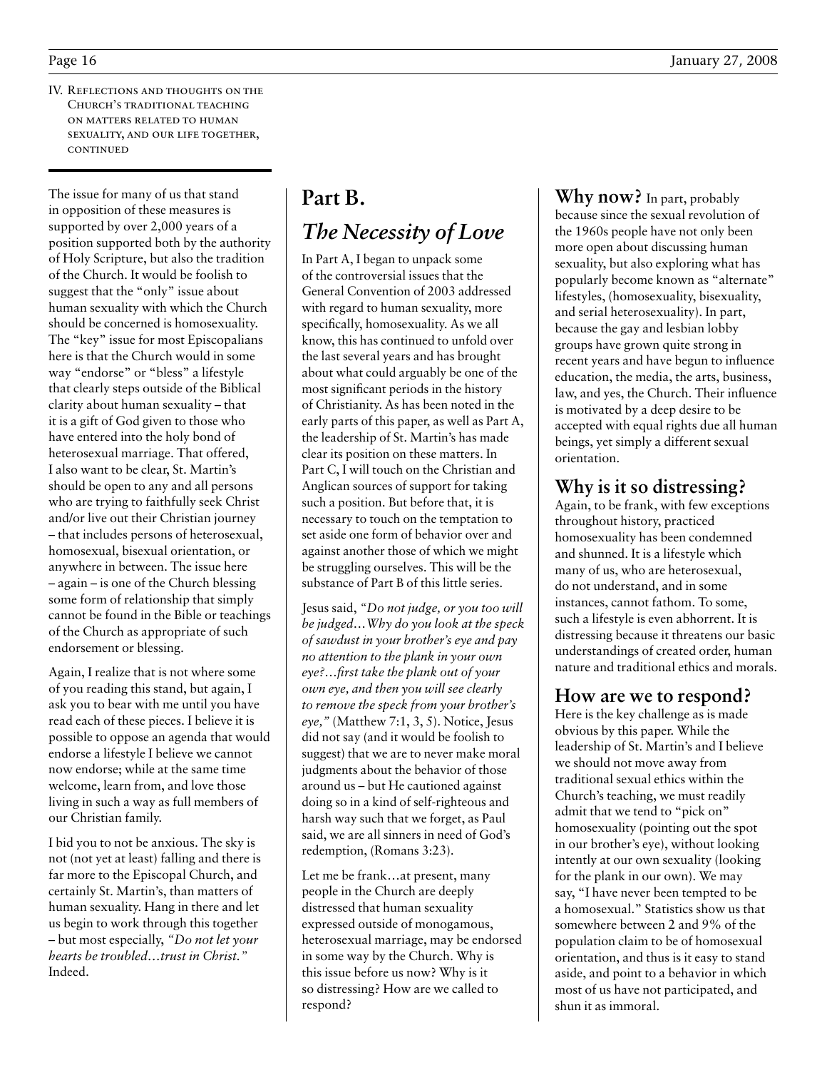IV. Reflections and thoughts on the Church's traditional teaching on matters related to human sexuality, and our life together, continued

The issue for many of us that stand in opposition of these measures is supported by over 2,000 years of a position supported both by the authority of Holy Scripture, but also the tradition of the Church. It would be foolish to suggest that the "only" issue about human sexuality with which the Church should be concerned is homosexuality. The "key" issue for most Episcopalians here is that the Church would in some way "endorse" or "bless" a lifestyle that clearly steps outside of the Biblical clarity about human sexuality – that it is a gift of God given to those who have entered into the holy bond of heterosexual marriage. That offered, I also want to be clear, St. Martin's should be open to any and all persons who are trying to faithfully seek Christ and/or live out their Christian journey – that includes persons of heterosexual, homosexual, bisexual orientation, or anywhere in between. The issue here – again – is one of the Church blessing some form of relationship that simply cannot be found in the Bible or teachings of the Church as appropriate of such endorsement or blessing.

Again, I realize that is not where some of you reading this stand, but again, I ask you to bear with me until you have read each of these pieces. I believe it is possible to oppose an agenda that would endorse a lifestyle I believe we cannot now endorse; while at the same time welcome, learn from, and love those living in such a way as full members of our Christian family.

I bid you to not be anxious. The sky is not (not yet at least) falling and there is far more to the Episcopal Church, and certainly St. Martin's, than matters of human sexuality. Hang in there and let us begin to work through this together – but most especially, *"Do not let your hearts be troubled…trust in Christ."* Indeed.

# Part B.

## *The Necessity of Love*

In Part A, I began to unpack some of the controversial issues that the General Convention of 2003 addressed with regard to human sexuality, more specifically, homosexuality. As we all know, this has continued to unfold over the last several years and has brought about what could arguably be one of the most significant periods in the history of Christianity. As has been noted in the early parts of this paper, as well as Part A, the leadership of St. Martin's has made clear its position on these matters. In Part C, I will touch on the Christian and Anglican sources of support for taking such a position. But before that, it is necessary to touch on the temptation to set aside one form of behavior over and against another those of which we might be struggling ourselves. This will be the substance of Part B of this little series.

Jesus said, *"Do not judge, or you too will be judged…Why do you look at the speck of sawdust in your brother's eye and pay no attention to the plank in your own eye?…first take the plank out of your own eye, and then you will see clearly to remove the speck from your brother's eye,"* (Matthew 7:1, 3, 5). Notice, Jesus did not say (and it would be foolish to suggest) that we are to never make moral judgments about the behavior of those around us – but He cautioned against doing so in a kind of self-righteous and harsh way such that we forget, as Paul said, we are all sinners in need of God's redemption, (Romans 3:23).

Let me be frank…at present, many people in the Church are deeply distressed that human sexuality expressed outside of monogamous, heterosexual marriage, may be endorsed in some way by the Church. Why is this issue before us now? Why is it so distressing? How are we called to respond?

**Why now?** In part, probably because since the sexual revolution of the 1960s people have not only been more open about discussing human sexuality, but also exploring what has popularly become known as "alternate" lifestyles, (homosexuality, bisexuality, and serial heterosexuality). In part, because the gay and lesbian lobby groups have grown quite strong in recent years and have begun to influence education, the media, the arts, business, law, and yes, the Church. Their influence is motivated by a deep desire to be accepted with equal rights due all human beings, yet simply a different sexual orientation.

### Why is it so distressing?

Again, to be frank, with few exceptions throughout history, practiced homosexuality has been condemned and shunned. It is a lifestyle which many of us, who are heterosexual, do not understand, and in some instances, cannot fathom. To some, such a lifestyle is even abhorrent. It is distressing because it threatens our basic understandings of created order, human nature and traditional ethics and morals.

### How are we to respond?

Here is the key challenge as is made obvious by this paper. While the leadership of St. Martin's and I believe we should not move away from traditional sexual ethics within the Church's teaching, we must readily admit that we tend to "pick on" homosexuality (pointing out the spot in our brother's eye), without looking intently at our own sexuality (looking for the plank in our own). We may say, "I have never been tempted to be a homosexual." Statistics show us that somewhere between 2 and 9% of the population claim to be of homosexual orientation, and thus is it easy to stand aside, and point to a behavior in which most of us have not participated, and shun it as immoral.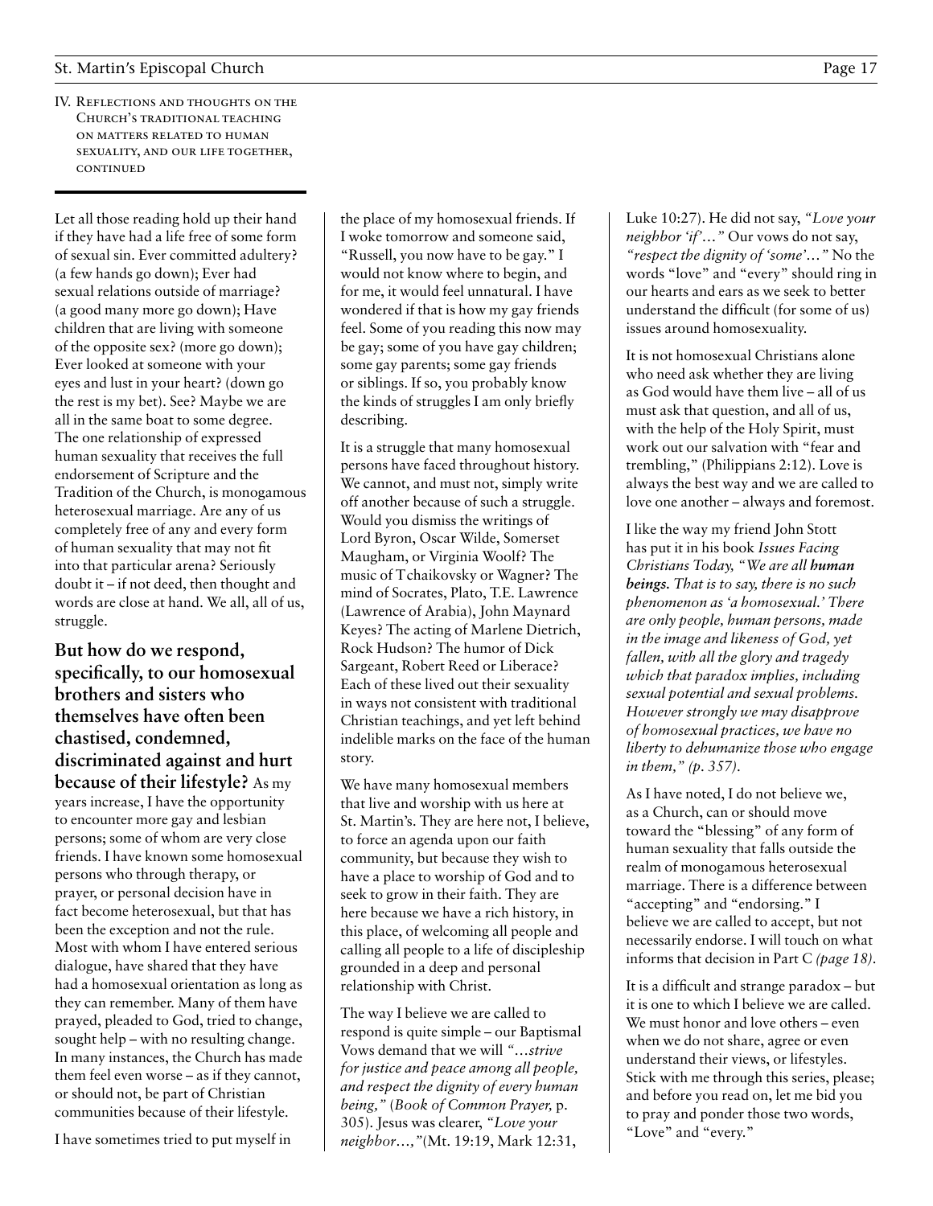IV. Reflections and thoughts on the Church's traditional teaching on matters related to human sexuality, and our life together, continued

Let all those reading hold up their hand if they have had a life free of some form of sexual sin. Ever committed adultery? (a few hands go down); Ever had sexual relations outside of marriage? (a good many more go down); Have children that are living with someone of the opposite sex? (more go down); Ever looked at someone with your eyes and lust in your heart? (down go the rest is my bet). See? Maybe we are all in the same boat to some degree. The one relationship of expressed human sexuality that receives the full endorsement of Scripture and the Tradition of the Church, is monogamous heterosexual marriage. Are any of us completely free of any and every form of human sexuality that may not fit into that particular arena? Seriously doubt it – if not deed, then thought and words are close at hand. We all, all of us, struggle.

**But how do we respond, specifically, to our homosexual brothers and sisters who themselves have often been chastised, condemned, discriminated against and hurt because of their lifestyle?** As my years increase, I have the opportunity to encounter more gay and lesbian persons; some of whom are very close friends. I have known some homosexual persons who through therapy, or prayer, or personal decision have in fact become heterosexual, but that has been the exception and not the rule. Most with whom I have entered serious dialogue, have shared that they have had a homosexual orientation as long as they can remember. Many of them have prayed, pleaded to God, tried to change, sought help – with no resulting change. In many instances, the Church has made them feel even worse – as if they cannot, or should not, be part of Christian communities because of their lifestyle.

I have sometimes tried to put myself in the place of my homosexual friends. If I woke tomorrow and someone said, "Russell, you now have to be gay." I would not know where to begin, and for me, it would feel unnatural. I have wondered if that is how my gay friends feel. Some of you reading this now may be gay; some of you have gay children; some gay parents; some gay friends or siblings. If so, you probably know the kinds of struggles I am only briefly describing.

It is a struggle that many homosexual persons have faced throughout history. We cannot, and must not, simply write off another because of such a struggle. Would you dismiss the writings of Lord Byron, Oscar Wilde, Somerset Maugham, or Virginia Woolf? The music of Tchaikovsky or Wagner? The mind of Socrates, Plato, T.E. Lawrence (Lawrence of Arabia), John Maynard Keyes? The acting of Marlene Dietrich, Rock Hudson? The humor of Dick Sargeant, Robert Reed or Liberace? Each of these lived out their sexuality in ways not consistent with traditional Christian teachings, and yet left behind indelible marks on the face of the human story.

We have many homosexual members that live and worship with us here at St. Martin's. They are here not, I believe, to force an agenda upon our faith community, but because they wish to have a place to worship of God and to seek to grow in their faith. They are here because we have a rich history, in this place, of welcoming all people and calling all people to a life of discipleship grounded in a deep and personal relationship with Christ.

The way I believe we are called to respond is quite simple – our Baptismal Vows demand that we will *"…strive for justice and peace among all people, and respect the dignity of every human being,"* (*Book of Common Prayer,* p. 305). Jesus was clearer, *"Love your neighbor…,"*(Mt. 19:19, Mark 12:31, Luke 10:27). He did not say, *"Love your neighbor 'if'…"* Our vows do not say, *"respect the dignity of 'some'…"* No the words "love" and "every" should ring in our hearts and ears as we seek to better understand the difficult (for some of us) issues around homosexuality.

It is not homosexual Christians alone who need ask whether they are living as God would have them live – all of us must ask that question, and all of us, with the help of the Holy Spirit, must work out our salvation with "fear and trembling," (Philippians 2:12). Love is always the best way and we are called to love one another – always and foremost.

I like the way my friend John Stott has put it in his book *Issues Facing Christians Today, "We are all **human beings.** That is to say, there is no such phenomenon as 'a homosexual.' There are only people, human persons, made in the image and likeness of God, yet fallen, with all the glory and tragedy which that paradox implies, including sexual potential and sexual problems. However strongly we may disapprove of homosexual practices, we have no liberty to dehumanize those who engage in them," (p. 357).*

As I have noted, I do not believe we, as a Church, can or should move toward the "blessing" of any form of human sexuality that falls outside the realm of monogamous heterosexual marriage. There is a difference between "accepting" and "endorsing." I believe we are called to accept, but not necessarily endorse. I will touch on what informs that decision in Part C *(page 18).*

It is a difficult and strange paradox – but it is one to which I believe we are called. We must honor and love others – even when we do not share, agree or even understand their views, or lifestyles. Stick with me through this series, please; and before you read on, let me bid you to pray and ponder those two words, "Love" and "every."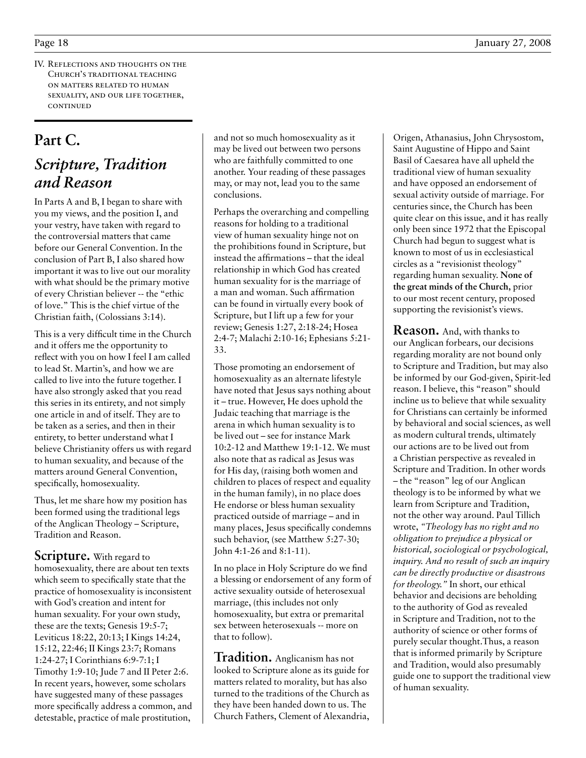IV. Reflections and thoughts on the Church's traditional teaching on matters related to human sexuality, and our life together, continued

## Part C.

## *Scripture, Tradition and Reason*

In Parts A and B, I began to share with you my views, and the position I, and your vestry, have taken with regard to the controversial matters that came before our General Convention. In the conclusion of Part B, I also shared how important it was to live out our morality with what should be the primary motive of every Christian believer -- the "ethic of love." This is the chief virtue of the Christian faith, (Colossians 3:14).

This is a very difficult time in the Church and it offers me the opportunity to reflect with you on how I feel I am called to lead St. Martin's, and how we are called to live into the future together. I have also strongly asked that you read this series in its entirety, and not simply one article in and of itself. They are to be taken as a series, and then in their entirety, to better understand what I believe Christianity offers us with regard to human sexuality, and because of the matters around General Convention, specifically, homosexuality.

Thus, let me share how my position has been formed using the traditional legs of the Anglican Theology – Scripture, Tradition and Reason.

**Scripture.** With regard to homosexuality, there are about ten texts which seem to specifically state that the practice of homosexuality is inconsistent with God's creation and intent for human sexuality. For your own study, these are the texts; Genesis 19:5-7; Leviticus 18:22, 20:13; I Kings 14:24, 15:12, 22:46; II Kings 23:7; Romans 1:24-27; I Corinthians 6:9-7:1; I Timothy 1:9-10; Jude 7 and II Peter 2:6. In recent years, however, some scholars have suggested many of these passages more specifically address a common, and detestable, practice of male prostitution, and not so much homosexuality as it may be lived out between two persons who are faithfully committed to one another. Your reading of these passages may, or may not, lead you to the same conclusions.

Perhaps the overarching and compelling reasons for holding to a traditional view of human sexuality hinge not on the prohibitions found in Scripture, but instead the affirmations – that the ideal relationship in which God has created human sexuality for is the marriage of a man and woman. Such affirmation can be found in virtually every book of Scripture, but I lift up a few for your review; Genesis 1:27, 2:18-24; Hosea 2:4-7; Malachi 2:10-16; Ephesians 5:21-33.

Those promoting an endorsement of homosexuality as an alternate lifestyle have noted that Jesus says nothing about it – true. However, He does uphold the Judaic teaching that marriage is the arena in which human sexuality is to be lived out – see for instance Mark 10:2-12 and Matthew 19:1-12. We must also note that as radical as Jesus was for His day, (raising both women and children to places of respect and equality in the human family), in no place does He endorse or bless human sexuality practiced outside of marriage – and in many places, Jesus specifically condemns such behavior, (see Matthew 5:27-30; John 4:1-26 and 8:1-11).

In no place in Holy Scripture do we find a blessing or endorsement of any form of active sexuality outside of heterosexual marriage, (this includes not only homosexuality, but extra or premarital sex between heterosexuals -- more on that to follow).

**Tradition.** Anglicanism has not looked to Scripture alone as its guide for matters related to morality, but has also turned to the traditions of the Church as they have been handed down to us. The Church Fathers, Clement of Alexandria, Origen, Athanasius, John Chrysostom, Saint Augustine of Hippo and Saint Basil of Caesarea have all upheld the traditional view of human sexuality and have opposed an endorsement of sexual activity outside of marriage. For centuries since, the Church has been quite clear on this issue, and it has really only been since 1972 that the Episcopal Church had begun to suggest what is known to most of us in ecclesiastical circles as a "revisionist theology" regarding human sexuality. **None of the great minds of the Church,** prior to our most recent century, proposed supporting the revisionist's views.

**Reason.** And, with thanks to our Anglican forbears, our decisions regarding morality are not bound only to Scripture and Tradition, but may also be informed by our God-given, Spirit-led reason. I believe, this "reason" should incline us to believe that while sexuality for Christians can certainly be informed by behavioral and social sciences, as well as modern cultural trends, ultimately our actions are to be lived out from a Christian perspective as revealed in Scripture and Tradition. In other words – the "reason" leg of our Anglican theology is to be informed by what we learn from Scripture and Tradition, not the other way around. Paul Tillich wrote, *"Theology has no right and no obligation to prejudice a physical or historical, sociological or psychological, inquiry. And no result of such an inquiry can be directly productive or disastrous for theology."* In short, our ethical behavior and decisions are beholding to the authority of God as revealed in Scripture and Tradition, not to the authority of science or other forms of purely secular thought.Thus, a reason that is informed primarily by Scripture and Tradition, would also presumably guide one to support the traditional view of human sexuality.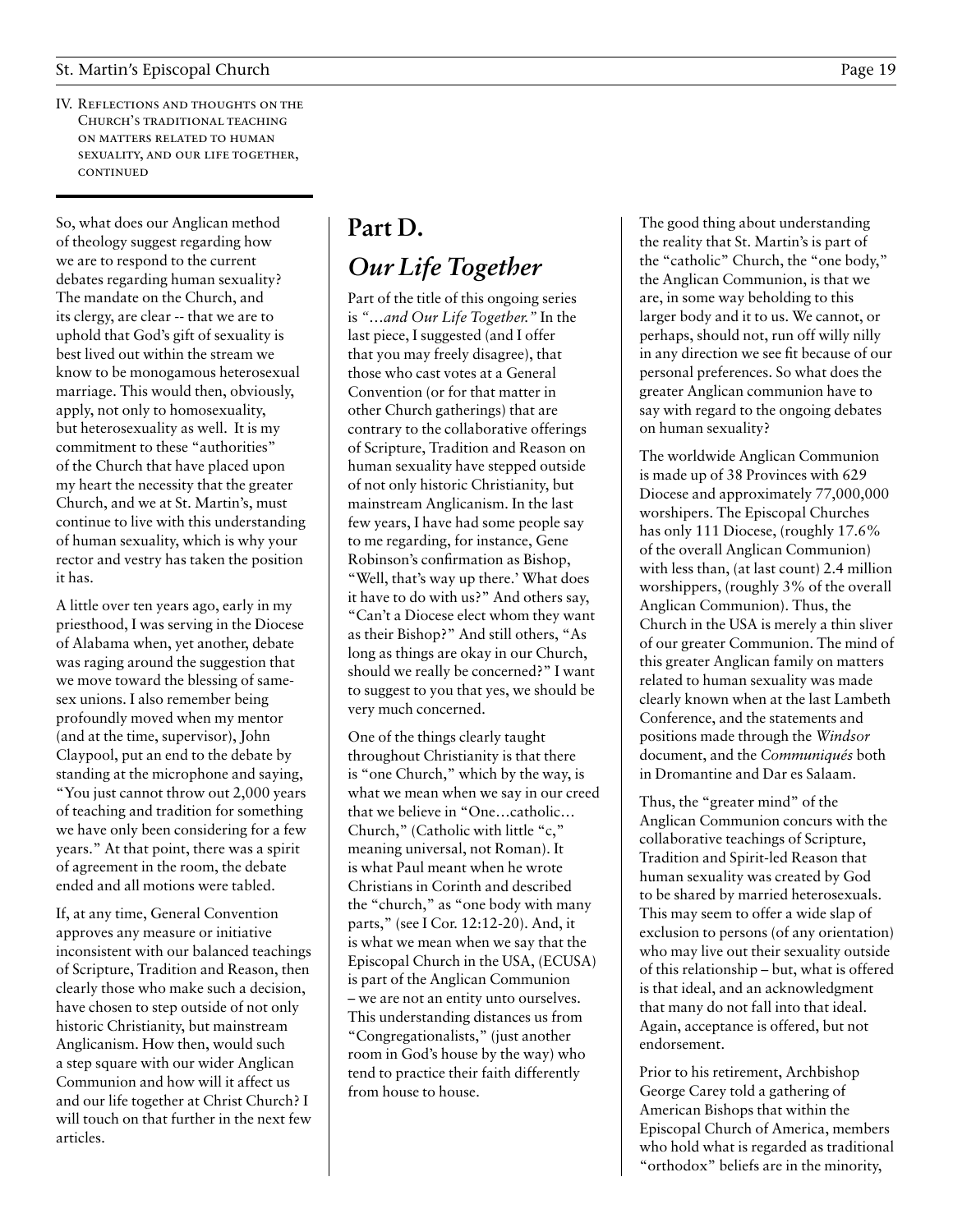IV. Reflections and thoughts on the Church's traditional teaching on matters related to human sexuality, and our life together, continued

So, what does our Anglican method of theology suggest regarding how we are to respond to the current debates regarding human sexuality? The mandate on the Church, and its clergy, are clear -- that we are to uphold that God's gift of sexuality is best lived out within the stream we know to be monogamous heterosexual marriage. This would then, obviously, apply, not only to homosexuality, but heterosexuality as well. It is my commitment to these "authorities" of the Church that have placed upon my heart the necessity that the greater Church, and we at St. Martin's, must continue to live with this understanding of human sexuality, which is why your rector and vestry has taken the position it has.

A little over ten years ago, early in my priesthood, I was serving in the Diocese of Alabama when, yet another, debate was raging around the suggestion that we move toward the blessing of same-sex unions. I also remember being profoundly moved when my mentor (and at the time, supervisor), John Claypool, put an end to the debate by standing at the microphone and saying, "You just cannot throw out 2,000 years of teaching and tradition for something we have only been considering for a few years." At that point, there was a spirit of agreement in the room, the debate ended and all motions were tabled.

If, at any time, General Convention approves any measure or initiative inconsistent with our balanced teachings of Scripture, Tradition and Reason, then clearly those who make such a decision, have chosen to step outside of not only historic Christianity, but mainstream Anglicanism. How then, would such a step square with our wider Anglican Communion and how will it affect us and our life together at Christ Church? I will touch on that further in the next few articles.

## Part D.

## *Our Life Together*

Part of the title of this ongoing series is *"…and Our Life Together."* In the last piece, I suggested (and I offer that you may freely disagree), that those who cast votes at a General Convention (or for that matter in other Church gatherings) that are contrary to the collaborative offerings of Scripture, Tradition and Reason on human sexuality have stepped outside of not only historic Christianity, but mainstream Anglicanism. In the last few years, I have had some people say to me regarding, for instance, Gene Robinson's confirmation as Bishop, "Well, that's way up there.' What does it have to do with us?" And others say, "Can't a Diocese elect whom they want as their Bishop?" And still others, "As long as things are okay in our Church, should we really be concerned?" I want to suggest to you that yes, we should be very much concerned.

One of the things clearly taught throughout Christianity is that there is "one Church," which by the way, is what we mean when we say in our creed that we believe in "One…catholic… Church," (Catholic with little "c," meaning universal, not Roman). It is what Paul meant when he wrote Christians in Corinth and described the "church," as "one body with many parts," (see I Cor. 12:12-20). And, it is what we mean when we say that the Episcopal Church in the USA, (ECUSA) is part of the Anglican Communion – we are not an entity unto ourselves. This understanding distances us from "Congregationalists," (just another room in God's house by the way) who tend to practice their faith differently from house to house.

The good thing about understanding the reality that St. Martin's is part of the "catholic" Church, the "one body," the Anglican Communion, is that we are, in some way beholding to this larger body and it to us. We cannot, or perhaps, should not, run off willy nilly in any direction we see fit because of our personal preferences. So what does the greater Anglican communion have to say with regard to the ongoing debates on human sexuality?

The worldwide Anglican Communion is made up of 38 Provinces with 629 Diocese and approximately 77,000,000 worshipers. The Episcopal Churches has only 111 Diocese, (roughly 17.6% of the overall Anglican Communion) with less than, (at last count) 2.4 million worshippers, (roughly 3% of the overall Anglican Communion). Thus, the Church in the USA is merely a thin sliver of our greater Communion. The mind of this greater Anglican family on matters related to human sexuality was made clearly known when at the last Lambeth Conference, and the statements and positions made through the *Windsor* document, and the *Communiqués* both in Dromantine and Dar es Salaam.

Thus, the "greater mind" of the Anglican Communion concurs with the collaborative teachings of Scripture, Tradition and Spirit-led Reason that human sexuality was created by God to be shared by married heterosexuals. This may seem to offer a wide slap of exclusion to persons (of any orientation) who may live out their sexuality outside of this relationship – but, what is offered is that ideal, and an acknowledgment that many do not fall into that ideal. Again, acceptance is offered, but not endorsement.

Prior to his retirement, Archbishop George Carey told a gathering of American Bishops that within the Episcopal Church of America, members who hold what is regarded as traditional "orthodox" beliefs are in the minority,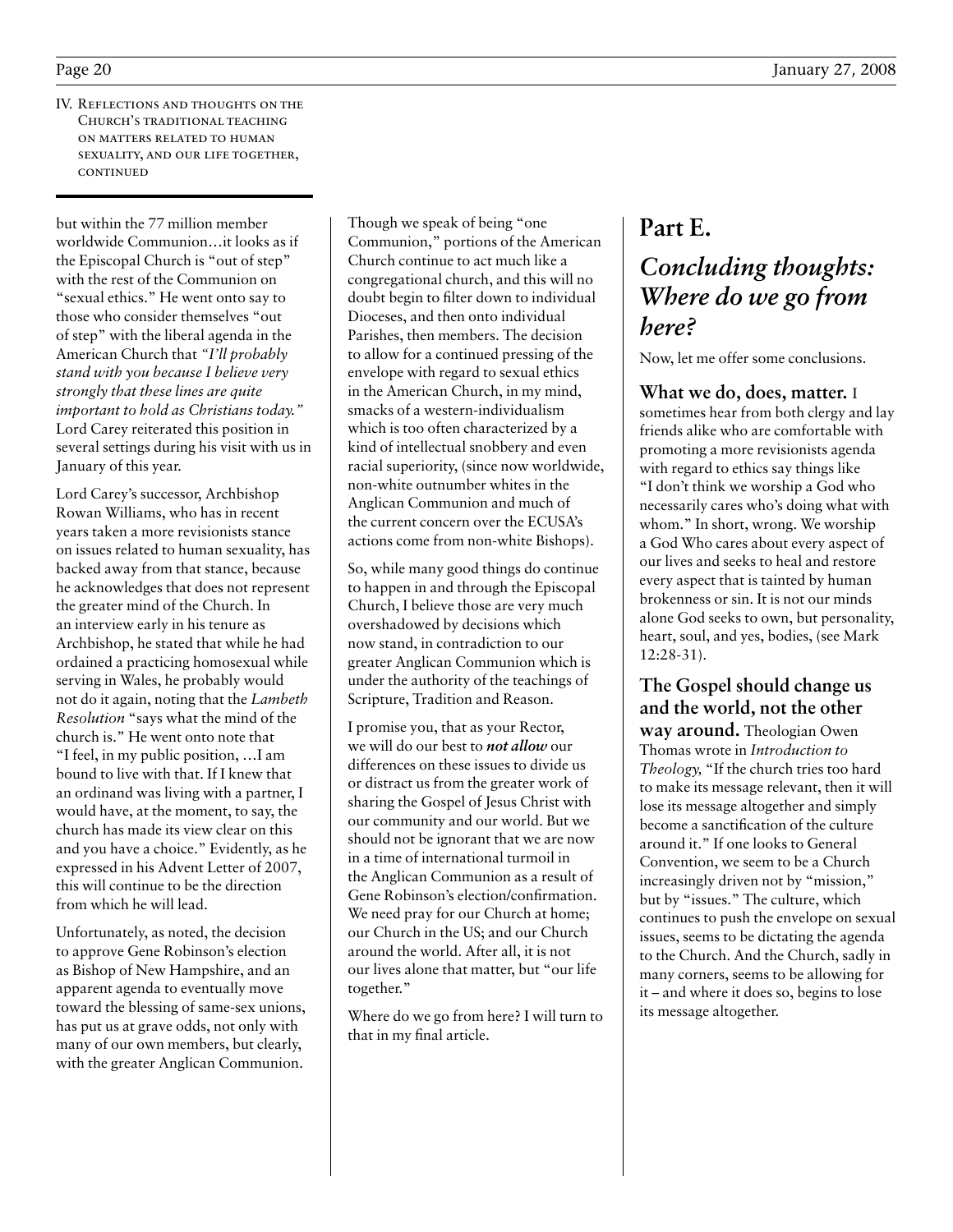IV. Reflections and thoughts on the Church's traditional teaching on matters related to human sexuality, and our life together, continued

but within the 77 million member worldwide Communion…it looks as if the Episcopal Church is "out of step" with the rest of the Communion on "sexual ethics." He went onto say to those who consider themselves "out of step" with the liberal agenda in the American Church that *"I'll probably stand with you because I believe very strongly that these lines are quite important to hold as Christians today."* Lord Carey reiterated this position in several settings during his visit with us in January of this year.

Lord Carey's successor, Archbishop Rowan Williams, who has in recent years taken a more revisionists stance on issues related to human sexuality, has backed away from that stance, because he acknowledges that does not represent the greater mind of the Church. In an interview early in his tenure as Archbishop, he stated that while he had ordained a practicing homosexual while serving in Wales, he probably would not do it again, noting that the *Lambeth Resolution* "says what the mind of the church is." He went onto note that "I feel, in my public position, …I am bound to live with that. If I knew that an ordinand was living with a partner, I would have, at the moment, to say, the church has made its view clear on this and you have a choice." Evidently, as he expressed in his Advent Letter of 2007, this will continue to be the direction from which he will lead.

Unfortunately, as noted, the decision to approve Gene Robinson's election as Bishop of New Hampshire, and an apparent agenda to eventually move toward the blessing of same-sex unions, has put us at grave odds, not only with many of our own members, but clearly, with the greater Anglican Communion.

Though we speak of being "one Communion," portions of the American Church continue to act much like a congregational church, and this will no doubt begin to filter down to individual Dioceses, and then onto individual Parishes, then members. The decision to allow for a continued pressing of the envelope with regard to sexual ethics in the American Church, in my mind, smacks of a western-individualism which is too often characterized by a kind of intellectual snobbery and even racial superiority, (since now worldwide, non-white outnumber whites in the Anglican Communion and much of the current concern over the ECUSA's actions come from non-white Bishops).

So, while many good things do continue to happen in and through the Episcopal Church, I believe those are very much overshadowed by decisions which now stand, in contradiction to our greater Anglican Communion which is under the authority of the teachings of Scripture, Tradition and Reason.

I promise you, that as your Rector, we will do our best to ***not allow*** our differences on these issues to divide us or distract us from the greater work of sharing the Gospel of Jesus Christ with our community and our world. But we should not be ignorant that we are now in a time of international turmoil in the Anglican Communion as a result of Gene Robinson's election/confirmation. We need pray for our Church at home; our Church in the US; and our Church around the world. After all, it is not our lives alone that matter, but "our life together."

Where do we go from here? I will turn to that in my final article.

## Part E.

## *Concluding thoughts: Where do we go from here?*

Now, let me offer some conclusions.

**What we do, does, matter.** I sometimes hear from both clergy and lay friends alike who are comfortable with promoting a more revisionists agenda with regard to ethics say things like "I don't think we worship a God who necessarily cares who's doing what with whom." In short, wrong. We worship a God Who cares about every aspect of our lives and seeks to heal and restore every aspect that is tainted by human brokenness or sin. It is not our minds alone God seeks to own, but personality, heart, soul, and yes, bodies, (see Mark 12:28-31).

**The Gospel should change us and the world, not the other way around.** Theologian Owen Thomas wrote in *Introduction to Theology,* "If the church tries too hard to make its message relevant, then it will lose its message altogether and simply become a sanctification of the culture around it." If one looks to General Convention, we seem to be a Church increasingly driven not by "mission," but by "issues." The culture, which continues to push the envelope on sexual issues, seems to be dictating the agenda to the Church. And the Church, sadly in many corners, seems to be allowing for it – and where it does so, begins to lose its message altogether.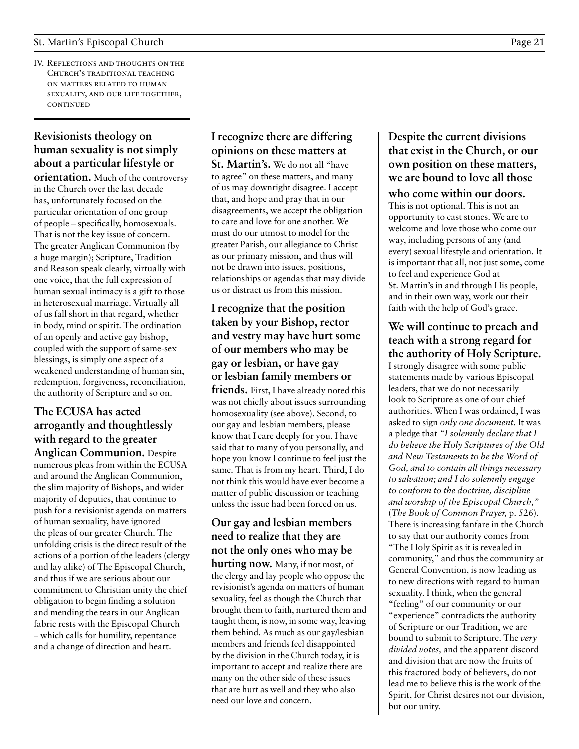IV. Reflections and thoughts on the Church's traditional teaching on matters related to human sexuality, and our life together, continued

**Revisionists theology on human sexuality is not simply about a particular lifestyle or orientation.** Much of the controversy in the Church over the last decade has, unfortunately focused on the particular orientation of one group of people – specifically, homosexuals. That is not the key issue of concern. The greater Anglican Communion (by a huge margin); Scripture, Tradition and Reason speak clearly, virtually with one voice, that the full expression of human sexual intimacy is a gift to those in heterosexual marriage. Virtually all of us fall short in that regard, whether in body, mind or spirit. The ordination of an openly and active gay bishop, coupled with the support of same-sex blessings, is simply one aspect of a weakened understanding of human sin, redemption, forgiveness, reconciliation, the authority of Scripture and so on.

**The ECUSA has acted arrogantly and thoughtlessly with regard to the greater Anglican Communion.** Despite numerous pleas from within the ECUSA and around the Anglican Communion, the slim majority of Bishops, and wider majority of deputies, that continue to push for a revisionist agenda on matters of human sexuality, have ignored the pleas of our greater Church. The unfolding crisis is the direct result of the actions of a portion of the leaders (clergy and lay alike) of The Episcopal Church, and thus if we are serious about our commitment to Christian unity the chief obligation to begin finding a solution and mending the tears in our Anglican fabric rests with the Episcopal Church – which calls for humility, repentance and a change of direction and heart.

**I recognize there are differing opinions on these matters at St. Martin's.** We do not all "have to agree" on these matters, and many of us may downright disagree. I accept that, and hope and pray that in our disagreements, we accept the obligation to care and love for one another. We must do our utmost to model for the greater Parish, our allegiance to Christ as our primary mission, and thus will not be drawn into issues, positions, relationships or agendas that may divide us or distract us from this mission.

**I recognize that the position taken by your Bishop, rector and vestry may have hurt some of our members who may be gay or lesbian, or have gay or lesbian family members or friends.** First, I have already noted this was not chiefly about issues surrounding homosexuality (see above). Second, to our gay and lesbian members, please know that I care deeply for you. I have said that to many of you personally, and hope you know I continue to feel just the same. That is from my heart. Third, I do not think this would have ever become a matter of public discussion or teaching unless the issue had been forced on us.

**Our gay and lesbian members need to realize that they are not the only ones who may be hurting now.** Many, if not most, of the clergy and lay people who oppose the revisionist's agenda on matters of human sexuality, feel as though the Church that brought them to faith, nurtured them and taught them, is now, in some way, leaving them behind. As much as our gay/lesbian members and friends feel disappointed by the division in the Church today, it is important to accept and realize there are many on the other side of these issues that are hurt as well and they who also need our love and concern.

**Despite the current divisions that exist in the Church, or our own position on these matters, we are bound to love all those who come within our doors.** This is not optional. This is not an opportunity to cast stones. We are to welcome and love those who come our way, including persons of any (and every) sexual lifestyle and orientation. It is important that all, not just some, come to feel and experience God at St. Martin's in and through His people, and in their own way, work out their faith with the help of God's grace.

**We will continue to preach and teach with a strong regard for the authority of Holy Scripture.** I strongly disagree with some public statements made by various Episcopal leaders, that we do not necessarily look to Scripture as one of our chief authorities. When I was ordained, I was asked to sign *only one document.* It was a pledge that *"I solemnly declare that I do believe the Holy Scriptures of the Old and New Testaments to be the Word of God, and to contain all things necessary to salvation; and I do solemnly engage to conform to the doctrine, discipline and worship of the Episcopal Church,"* (*The Book of Common Prayer,* p. 526). There is increasing fanfare in the Church to say that our authority comes from "The Holy Spirit as it is revealed in community," and thus the community at General Convention, is now leading us to new directions with regard to human sexuality. I think, when the general "feeling" of our community or our "experience" contradicts the authority of Scripture or our Tradition, we are bound to submit to Scripture. The *very divided votes,* and the apparent discord and division that are now the fruits of this fractured body of believers, do not lead me to believe this is the work of the Spirit, for Christ desires not our division, but our unity.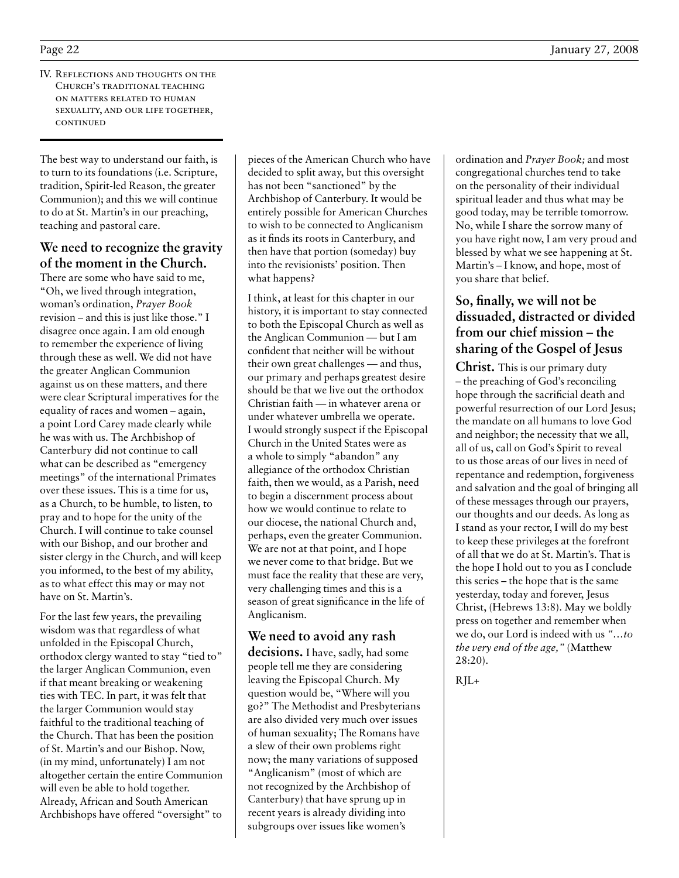IV. Reflections and thoughts on the Church's traditional teaching on matters related to human sexuality, and our life together, continued

The best way to understand our faith, is to turn to its foundations (i.e. Scripture, tradition, Spirit-led Reason, the greater Communion); and this we will continue to do at St. Martin's in our preaching, teaching and pastoral care.

**We need to recognize the gravity of the moment in the Church.** There are some who have said to me, "Oh, we lived through integration, woman's ordination, *Prayer Book* revision – and this is just like those." I disagree once again. I am old enough to remember the experience of living through these as well. We did not have the greater Anglican Communion against us on these matters, and there were clear Scriptural imperatives for the equality of races and women – again, a point Lord Carey made clearly while he was with us. The Archbishop of Canterbury did not continue to call what can be described as "emergency meetings" of the international Primates over these issues. This is a time for us, as a Church, to be humble, to listen, to pray and to hope for the unity of the Church. I will continue to take counsel with our Bishop, and our brother and sister clergy in the Church, and will keep you informed, to the best of my ability, as to what effect this may or may not have on St. Martin's.

For the last few years, the prevailing wisdom was that regardless of what unfolded in the Episcopal Church, orthodox clergy wanted to stay "tied to" the larger Anglican Communion, even if that meant breaking or weakening ties with TEC. In part, it was felt that the larger Communion would stay faithful to the traditional teaching of the Church. That has been the position of St. Martin's and our Bishop. Now, (in my mind, unfortunately) I am not altogether certain the entire Communion will even be able to hold together. Already, African and South American Archbishops have offered "oversight" to pieces of the American Church who have decided to split away, but this oversight has not been "sanctioned" by the Archbishop of Canterbury. It would be entirely possible for American Churches to wish to be connected to Anglicanism as it finds its roots in Canterbury, and then have that portion (someday) buy into the revisionists' position. Then what happens?

I think, at least for this chapter in our history, it is important to stay connected to both the Episcopal Church as well as the Anglican Communion — but I am confident that neither will be without their own great challenges — and thus, our primary and perhaps greatest desire should be that we live out the orthodox Christian faith — in whatever arena or under whatever umbrella we operate. I would strongly suspect if the Episcopal Church in the United States were as a whole to simply "abandon" any allegiance of the orthodox Christian faith, then we would, as a Parish, need to begin a discernment process about how we would continue to relate to our diocese, the national Church and, perhaps, even the greater Communion. We are not at that point, and I hope we never come to that bridge. But we must face the reality that these are very, very challenging times and this is a season of great significance in the life of Anglicanism.

**We need to avoid any rash decisions.** I have, sadly, had some people tell me they are considering leaving the Episcopal Church. My question would be, "Where will you go?" The Methodist and Presbyterians are also divided very much over issues of human sexuality; The Romans have a slew of their own problems right now; the many variations of supposed "Anglicanism" (most of which are not recognized by the Archbishop of Canterbury) that have sprung up in recent years is already dividing into subgroups over issues like women's ordination and *Prayer Book;* and most congregational churches tend to take on the personality of their individual spiritual leader and thus what may be good today, may be terrible tomorrow. No, while I share the sorrow many of you have right now, I am very proud and blessed by what we see happening at St. Martin's – I know, and hope, most of you share that belief.

**So, finally, we will not be dissuaded, distracted or divided from our chief mission – the sharing of the Gospel of Jesus Christ.** This is our primary duty – the preaching of God's reconciling hope through the sacrificial death and powerful resurrection of our Lord Jesus; the mandate on all humans to love God and neighbor; the necessity that we all, all of us, call on God's Spirit to reveal to us those areas of our lives in need of repentance and redemption, forgiveness and salvation and the goal of bringing all of these messages through our prayers, our thoughts and our deeds. As long as I stand as your rector, I will do my best to keep these privileges at the forefront of all that we do at St. Martin's. That is the hope I hold out to you as I conclude this series – the hope that is the same yesterday, today and forever, Jesus Christ, (Hebrews 13:8). May we boldly press on together and remember when we do, our Lord is indeed with us *"…to the very end of the age,"* (Matthew 28:20).

RJL+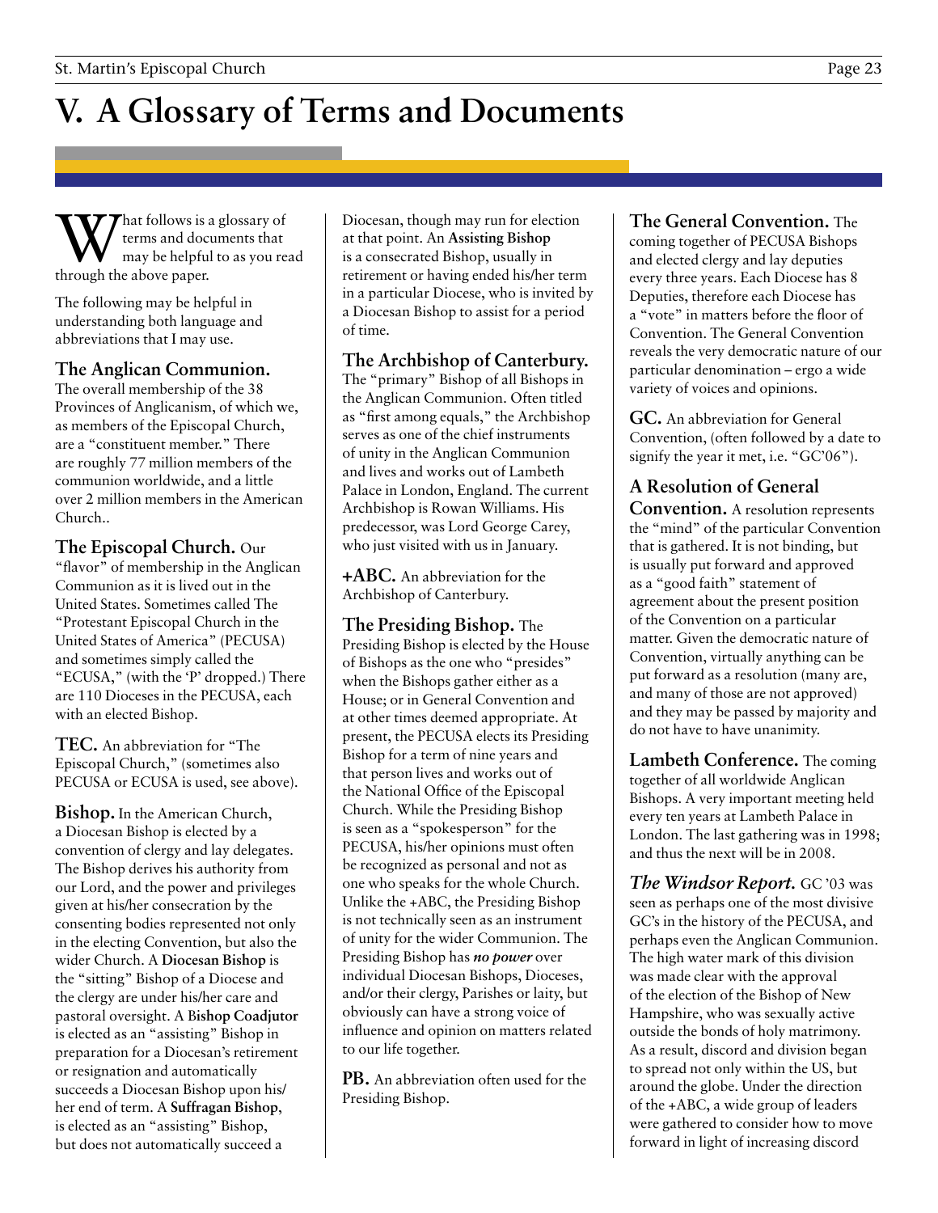# V. A Glossary of Terms and Documents

What follows is a glossary of terms and documents that may be helpful to as you read through the above paper.

The following may be helpful in understanding both language and abbreviations that I may use.

**The Anglican Communion.** The overall membership of the 38 Provinces of Anglicanism, of which we, as members of the Episcopal Church, are a "constituent member." There are roughly 77 million members of the communion worldwide, and a little over 2 million members in the American Church..

**The Episcopal Church.** Our "flavor" of membership in the Anglican Communion as it is lived out in the United States. Sometimes called The "Protestant Episcopal Church in the United States of America" (PECUSA) and sometimes simply called the "ECUSA," (with the 'P' dropped.) There are 110 Dioceses in the PECUSA, each with an elected Bishop.

**TEC.** An abbreviation for "The Episcopal Church," (sometimes also PECUSA or ECUSA is used, see above).

**Bishop.** In the American Church, a Diocesan Bishop is elected by a convention of clergy and lay delegates. The Bishop derives his authority from our Lord, and the power and privileges given at his/her consecration by the consenting bodies represented not only in the electing Convention, but also the wider Church. A **Diocesan Bishop** is the "sitting" Bishop of a Diocese and the clergy are under his/her care and pastoral oversight. A **Bishop Coadjutor** is elected as an "assisting" Bishop in preparation for a Diocesan's retirement or resignation and automatically succeeds a Diocesan Bishop upon his/her end of term. A **Suffragan Bishop**, is elected as an "assisting" Bishop, but does not automatically succeed a Diocesan, though may run for election at that point. An **Assisting Bishop** is a consecrated Bishop, usually in retirement or having ended his/her term in a particular Diocese, who is invited by a Diocesan Bishop to assist for a period of time.

**The Archbishop of Canterbury.** The "primary" Bishop of all Bishops in the Anglican Communion. Often titled as "first among equals," the Archbishop serves as one of the chief instruments of unity in the Anglican Communion and lives and works out of Lambeth Palace in London, England. The current Archbishop is Rowan Williams. His predecessor, was Lord George Carey, who just visited with us in January.

**+ABC.** An abbreviation for the Archbishop of Canterbury.

**The Presiding Bishop.** The Presiding Bishop is elected by the House of Bishops as the one who "presides" when the Bishops gather either as a House; or in General Convention and at other times deemed appropriate. At present, the PECUSA elects its Presiding Bishop for a term of nine years and that person lives and works out of the National Office of the Episcopal Church. While the Presiding Bishop is seen as a "spokesperson" for the PECUSA, his/her opinions must often be recognized as personal and not as one who speaks for the whole Church. Unlike the +ABC, the Presiding Bishop is not technically seen as an instrument of unity for the wider Communion. The Presiding Bishop has ***no power*** over individual Diocesan Bishops, Dioceses, and/or their clergy, Parishes or laity, but obviously can have a strong voice of influence and opinion on matters related to our life together.

**PB.** An abbreviation often used for the Presiding Bishop.

**The General Convention.** The coming together of PECUSA Bishops and elected clergy and lay deputies every three years. Each Diocese has 8 Deputies, therefore each Diocese has a "vote" in matters before the floor of Convention. The General Convention reveals the very democratic nature of our particular denomination – ergo a wide variety of voices and opinions.

**GC.** An abbreviation for General Convention, (often followed by a date to signify the year it met, i.e. "GC'06").

**A Resolution of General Convention.** A resolution represents the "mind" of the particular Convention that is gathered. It is not binding, but is usually put forward and approved as a "good faith" statement of agreement about the present position of the Convention on a particular matter. Given the democratic nature of Convention, virtually anything can be put forward as a resolution (many are, and many of those are not approved) and they may be passed by majority and do not have to have unanimity.

**Lambeth Conference.** The coming together of all worldwide Anglican Bishops. A very important meeting held every ten years at Lambeth Palace in London. The last gathering was in 1998; and thus the next will be in 2008.

***The Windsor Report.*** GC '03 was seen as perhaps one of the most divisive GC's in the history of the PECUSA, and perhaps even the Anglican Communion. The high water mark of this division was made clear with the approval of the election of the Bishop of New Hampshire, who was sexually active outside the bonds of holy matrimony. As a result, discord and division began to spread not only within the US, but around the globe. Under the direction of the +ABC, a wide group of leaders were gathered to consider how to move forward in light of increasing discord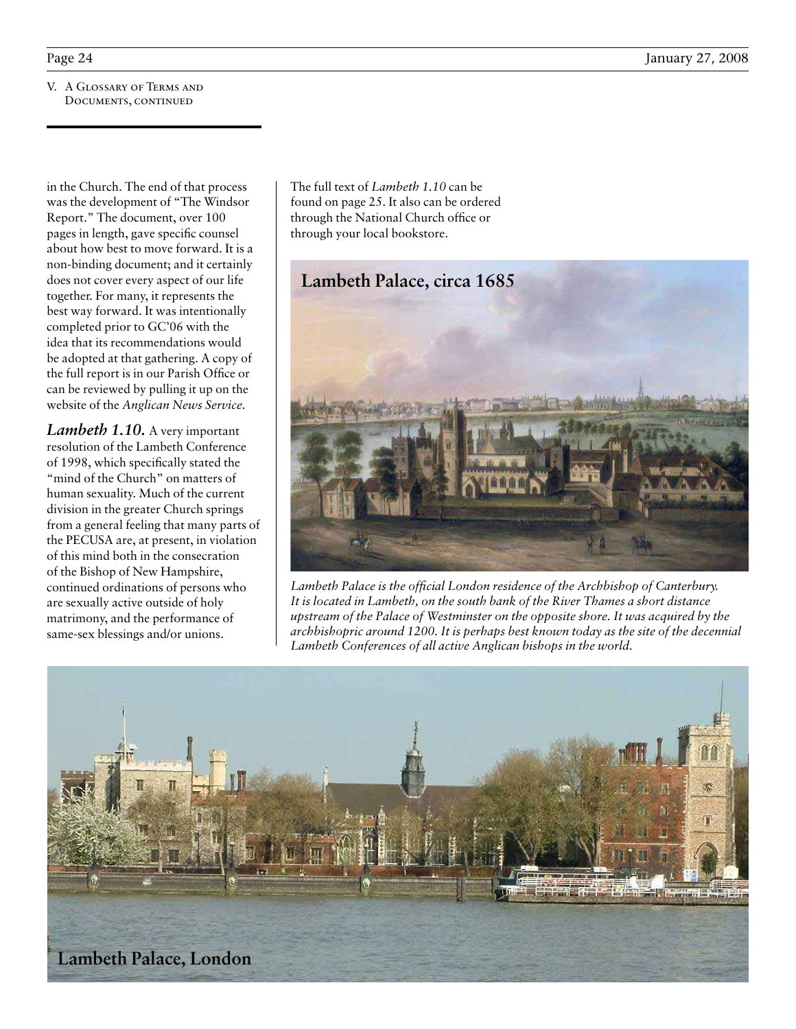V. A Glossary of Terms and Documents, continued

in the Church. The end of that process was the development of "The Windsor Report." The document, over 100 pages in length, gave specific counsel about how best to move forward. It is a non-binding document; and it certainly does not cover every aspect of our life together. For many, it represents the best way forward. It was intentionally completed prior to GC'06 with the idea that its recommendations would be adopted at that gathering. A copy of the full report is in our Parish Office or can be reviewed by pulling it up on the website of the *Anglican News Service*.

***Lambeth 1.10.*** A very important resolution of the Lambeth Conference of 1998, which specifically stated the "mind of the Church" on matters of human sexuality. Much of the current division in the greater Church springs from a general feeling that many parts of the PECUSA are, at present, in violation of this mind both in the consecration of the Bishop of New Hampshire, continued ordinations of persons who are sexually active outside of holy matrimony, and the performance of same-sex blessings and/or unions.

The full text of *Lambeth 1.10* can be found on page 25. It also can be ordered through the National Church office or through your local bookstore.

**Lambeth Palace, circa 1685**

*Lambeth Palace is the official London residence of the Archbishop of Canterbury. It is located in Lambeth, on the south bank of the River Thames a short distance upstream of the Palace of Westminster on the opposite shore. It was acquired by the archbishopric around 1200. It is perhaps best known today as the site of the decennial Lambeth Conferences of all active Anglican bishops in the world.*

**Lambeth Palace, London**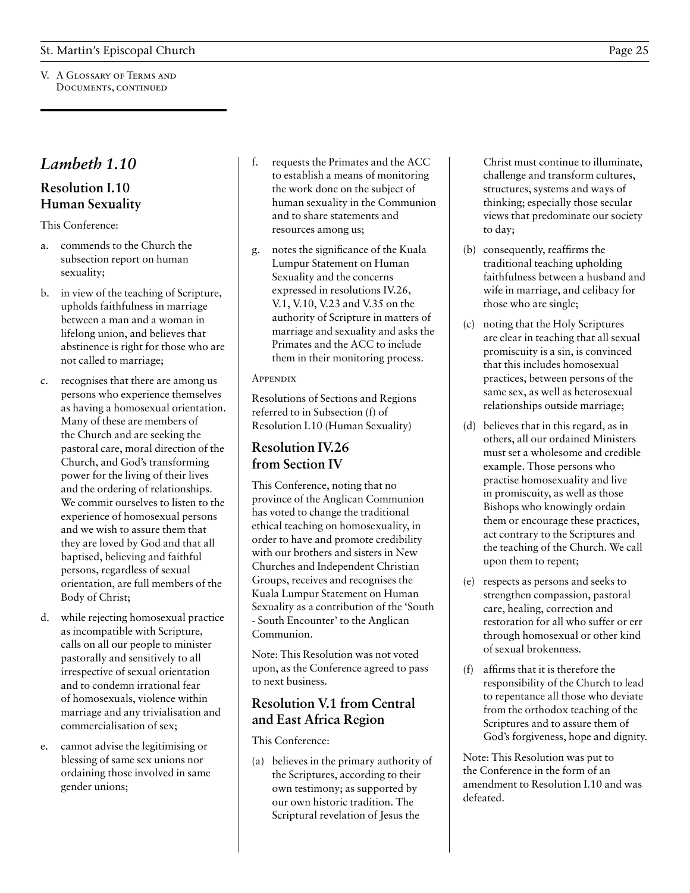V. A Glossary of Terms and Documents, continued

## *Lambeth 1.10*

### Resolution I.10 Human Sexuality

This Conference:

a. commends to the Church the subsection report on human sexuality;

b. in view of the teaching of Scripture, upholds faithfulness in marriage between a man and a woman in lifelong union, and believes that abstinence is right for those who are not called to marriage;

c. recognises that there are among us persons who experience themselves as having a homosexual orientation. Many of these are members of the Church and are seeking the pastoral care, moral direction of the Church, and God's transforming power for the living of their lives and the ordering of relationships. We commit ourselves to listen to the experience of homosexual persons and we wish to assure them that they are loved by God and that all baptised, believing and faithful persons, regardless of sexual orientation, are full members of the Body of Christ;

d. while rejecting homosexual practice as incompatible with Scripture, calls on all our people to minister pastorally and sensitively to all irrespective of sexual orientation and to condemn irrational fear of homosexuals, violence within marriage and any trivialisation and commercialisation of sex;

e. cannot advise the legitimising or blessing of same sex unions nor ordaining those involved in same gender unions;

f. requests the Primates and the ACC to establish a means of monitoring the work done on the subject of human sexuality in the Communion and to share statements and resources among us;

g. notes the significance of the Kuala Lumpur Statement on Human Sexuality and the concerns expressed in resolutions IV.26, V.1, V.10, V.23 and V.35 on the authority of Scripture in matters of marriage and sexuality and asks the Primates and the ACC to include them in their monitoring process.

Appendix

Resolutions of Sections and Regions referred to in Subsection (f) of Resolution I.10 (Human Sexuality)

### Resolution IV.26 from Section IV

This Conference, noting that no province of the Anglican Communion has voted to change the traditional ethical teaching on homosexuality, in order to have and promote credibility with our brothers and sisters in New Churches and Independent Christian Groups, receives and recognises the Kuala Lumpur Statement on Human Sexuality as a contribution of the 'South - South Encounter' to the Anglican Communion.

Note: This Resolution was not voted upon, as the Conference agreed to pass to next business.

### Resolution V.1 from Central and East Africa Region

This Conference:

(a) believes in the primary authority of the Scriptures, according to their own testimony; as supported by our own historic tradition. The Scriptural revelation of Jesus the Christ must continue to illuminate, challenge and transform cultures, structures, systems and ways of thinking; especially those secular views that predominate our society to day;

(b) consequently, reaffirms the traditional teaching upholding faithfulness between a husband and wife in marriage, and celibacy for those who are single;

(c) noting that the Holy Scriptures are clear in teaching that all sexual promiscuity is a sin, is convinced that this includes homosexual practices, between persons of the same sex, as well as heterosexual relationships outside marriage;

(d) believes that in this regard, as in others, all our ordained Ministers must set a wholesome and credible example. Those persons who practise homosexuality and live in promiscuity, as well as those Bishops who knowingly ordain them or encourage these practices, act contrary to the Scriptures and the teaching of the Church. We call upon them to repent;

(e) respects as persons and seeks to strengthen compassion, pastoral care, healing, correction and restoration for all who suffer or err through homosexual or other kind of sexual brokenness.

(f) affirms that it is therefore the responsibility of the Church to lead to repentance all those who deviate from the orthodox teaching of the Scriptures and to assure them of God's forgiveness, hope and dignity.

Note: This Resolution was put to the Conference in the form of an amendment to Resolution I.10 and was defeated.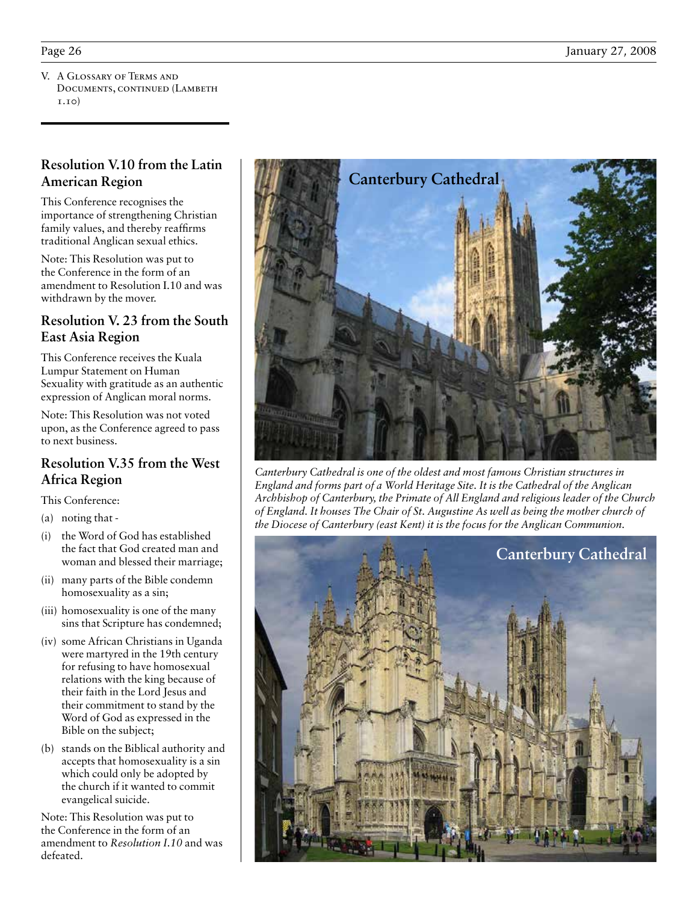V. A Glossary of Terms and Documents, continued (Lambeth 1.10)

### Resolution V.10 from the Latin American Region

This Conference recognises the importance of strengthening Christian family values, and thereby reaffirms traditional Anglican sexual ethics.

Note: This Resolution was put to the Conference in the form of an amendment to Resolution I.10 and was withdrawn by the mover.

### Resolution V. 23 from the South East Asia Region

This Conference receives the Kuala Lumpur Statement on Human Sexuality with gratitude as an authentic expression of Anglican moral norms.

Note: This Resolution was not voted upon, as the Conference agreed to pass to next business.

### Resolution V.35 from the West Africa Region

This Conference:

(a) noting that -

(i) the Word of God has established the fact that God created man and woman and blessed their marriage;

(ii) many parts of the Bible condemn homosexuality as a sin;

(iii) homosexuality is one of the many sins that Scripture has condemned;

(iv) some African Christians in Uganda were martyred in the 19th century for refusing to have homosexual relations with the king because of their faith in the Lord Jesus and their commitment to stand by the Word of God as expressed in the Bible on the subject;

(b) stands on the Biblical authority and accepts that homosexuality is a sin which could only be adopted by the church if it wanted to commit evangelical suicide.

Note: This Resolution was put to the Conference in the form of an amendment to *Resolution I.10* and was defeated.

Canterbury Cathedral

*Canterbury Cathedral is one of the oldest and most famous Christian structures in England and forms part of a World Heritage Site. It is the Cathedral of the Anglican Archbishop of Canterbury, the Primate of All England and religious leader of the Church of England. It houses The Chair of St. Augustine As well as being the mother church of the Diocese of Canterbury (east Kent) it is the focus for the Anglican Communion.*

Canterbury Cathedral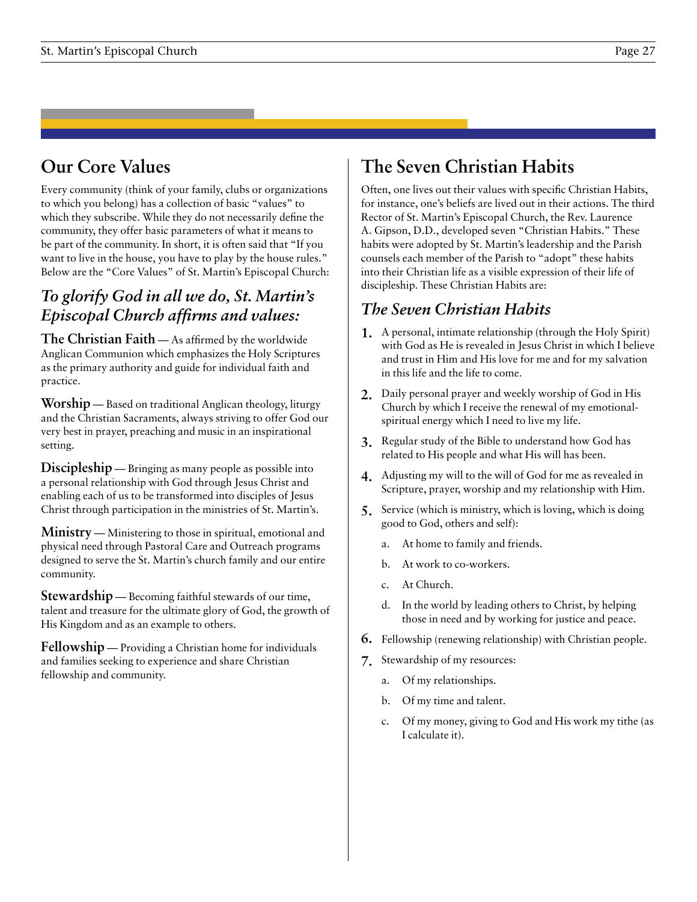## Our Core Values

Every community (think of your family, clubs or organizations to which you belong) has a collection of basic "values" to which they subscribe. While they do not necessarily define the community, they offer basic parameters of what it means to be part of the community. In short, it is often said that "If you want to live in the house, you have to play by the house rules." Below are the "Core Values" of St. Martin's Episcopal Church:

### *To glorify God in all we do, St. Martin's Episcopal Church affirms and values:*

**The Christian Faith** — As affirmed by the worldwide Anglican Communion which emphasizes the Holy Scriptures as the primary authority and guide for individual faith and practice.

**Worship** — Based on traditional Anglican theology, liturgy and the Christian Sacraments, always striving to offer God our very best in prayer, preaching and music in an inspirational setting.

**Discipleship** — Bringing as many people as possible into a personal relationship with God through Jesus Christ and enabling each of us to be transformed into disciples of Jesus Christ through participation in the ministries of St. Martin's.

**Ministry** — Ministering to those in spiritual, emotional and physical need through Pastoral Care and Outreach programs designed to serve the St. Martin's church family and our entire community.

**Stewardship** — Becoming faithful stewards of our time, talent and treasure for the ultimate glory of God, the growth of His Kingdom and as an example to others.

**Fellowship** — Providing a Christian home for individuals and families seeking to experience and share Christian fellowship and community.

## The Seven Christian Habits

Often, one lives out their values with specific Christian Habits, for instance, one's beliefs are lived out in their actions. The third Rector of St. Martin's Episcopal Church, the Rev. Laurence A. Gipson, D.D., developed seven "Christian Habits." These habits were adopted by St. Martin's leadership and the Parish counsels each member of the Parish to "adopt" these habits into their Christian life as a visible expression of their life of discipleship. These Christian Habits are:

### *The Seven Christian Habits*

1. A personal, intimate relationship (through the Holy Spirit) with God as He is revealed in Jesus Christ in which I believe and trust in Him and His love for me and for my salvation in this life and the life to come.
2. Daily personal prayer and weekly worship of God in His Church by which I receive the renewal of my emotional-spiritual energy which I need to live my life.
3. Regular study of the Bible to understand how God has related to His people and what His will has been.
4. Adjusting my will to the will of God for me as revealed in Scripture, prayer, worship and my relationship with Him.
5. Service (which is ministry, which is loving, which is doing good to God, others and self):
   a. At home to family and friends.
   b. At work to co-workers.
   c. At Church.
   d. In the world by leading others to Christ, by helping those in need and by working for justice and peace.
6. Fellowship (renewing relationship) with Christian people.
7. Stewardship of my resources:
   a. Of my relationships.
   b. Of my time and talent.
   c. Of my money, giving to God and His work my tithe (as I calculate it).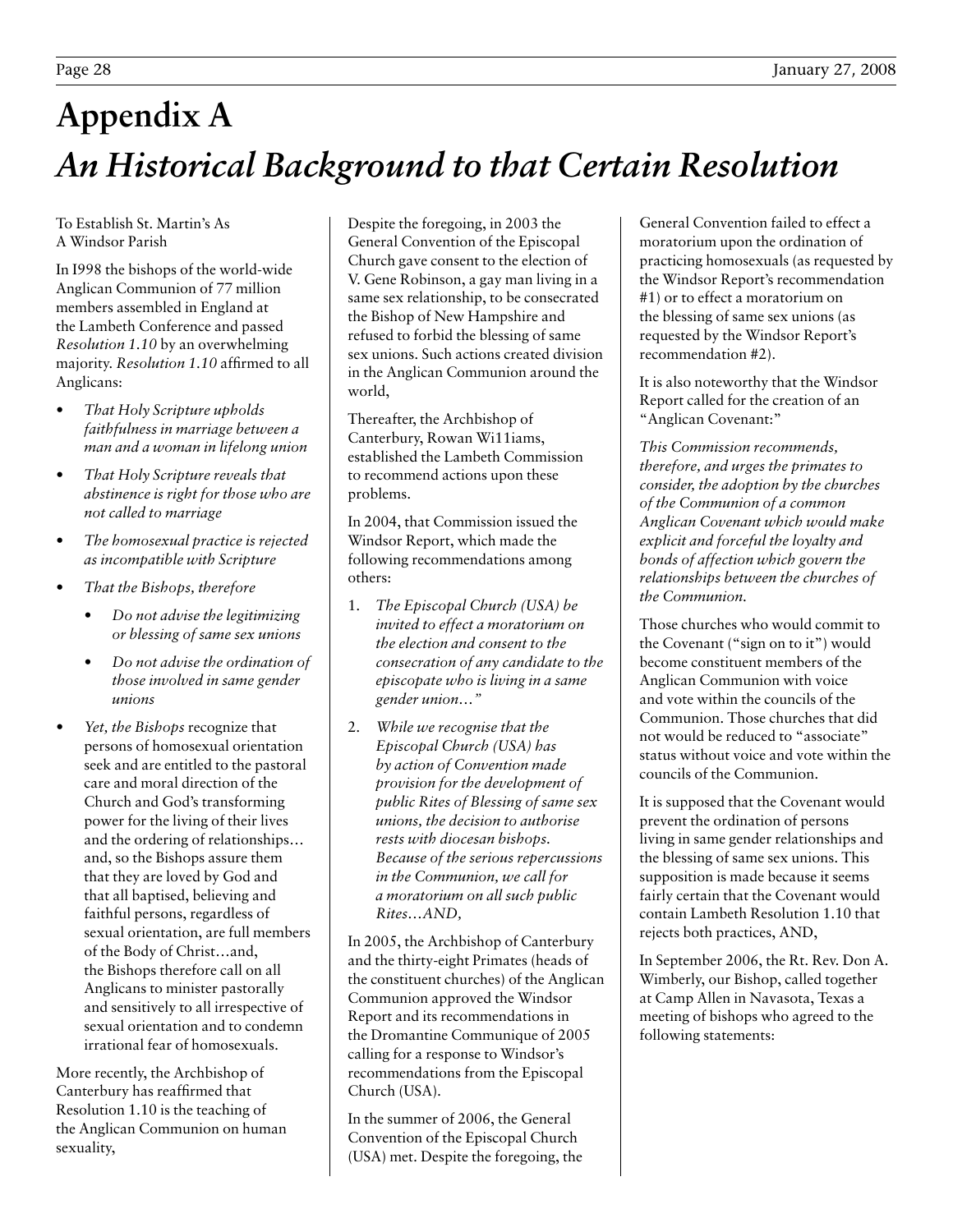# Appendix A

## *An Historical Background to that Certain Resolution*

To Establish St. Martin's As A Windsor Parish

In I998 the bishops of the world-wide Anglican Communion of 77 million members assembled in England at the Lambeth Conference and passed *Resolution 1.10* by an overwhelming majority. *Resolution 1.10* affirmed to all Anglicans:

- *That Holy Scripture upholds faithfulness in marriage between a man and a woman in lifelong union*
- *That Holy Scripture reveals that abstinence is right for those who are not called to marriage*
- *The homosexual practice is rejected as incompatible with Scripture*
- *That the Bishops, therefore*
    - *Do not advise the legitimizing or blessing of same sex unions*
    - *Do not advise the ordination of those involved in same gender unions*
- *Yet, the Bishops* recognize that persons of homosexual orientation seek and are entitled to the pastoral care and moral direction of the Church and God's transforming power for the living of their lives and the ordering of relationships… and, so the Bishops assure them that they are loved by God and that all baptised, believing and faithful persons, regardless of sexual orientation, are full members of the Body of Christ…and, the Bishops therefore call on all Anglicans to minister pastorally and sensitively to all irrespective of sexual orientation and to condemn irrational fear of homosexuals.

More recently, the Archbishop of Canterbury has reaffirmed that Resolution 1.10 is the teaching of the Anglican Communion on human sexuality,

Despite the foregoing, in 2003 the General Convention of the Episcopal Church gave consent to the election of V. Gene Robinson, a gay man living in a same sex relationship, to be consecrated the Bishop of New Hampshire and refused to forbid the blessing of same sex unions. Such actions created division in the Anglican Communion around the world,

Thereafter, the Archbishop of Canterbury, Rowan Wi11iams, established the Lambeth Commission to recommend actions upon these problems.

In 2004, that Commission issued the Windsor Report, which made the following recommendations among others:

1. *The Episcopal Church (USA) be invited to effect a moratorium on the election and consent to the consecration of any candidate to the episcopate who is living in a same gender union…"*
2. *While we recognise that the Episcopal Church (USA) has by action of Convention made provision for the development of public Rites of Blessing of same sex unions, the decision to authorise rests with diocesan bishops. Because of the serious repercussions in the Communion, we call for a moratorium on all such public Rites…AND,*

In 2005, the Archbishop of Canterbury and the thirty-eight Primates (heads of the constituent churches) of the Anglican Communion approved the Windsor Report and its recommendations in the Dromantine Communique of 2005 calling for a response to Windsor's recommendations from the Episcopal Church (USA).

In the summer of 2006, the General Convention of the Episcopal Church (USA) met. Despite the foregoing, the General Convention failed to effect a moratorium upon the ordination of practicing homosexuals (as requested by the Windsor Report's recommendation #1) or to effect a moratorium on the blessing of same sex unions (as requested by the Windsor Report's recommendation #2).

It is also noteworthy that the Windsor Report called for the creation of an "Anglican Covenant:"

*This Commission recommends, therefore, and urges the primates to consider, the adoption by the churches of the Communion of a common Anglican Covenant which would make explicit and forceful the loyalty and bonds of affection which govern the relationships between the churches of the Communion.*

Those churches who would commit to the Covenant ("sign on to it") would become constituent members of the Anglican Communion with voice and vote within the councils of the Communion. Those churches that did not would be reduced to "associate" status without voice and vote within the councils of the Communion.

It is supposed that the Covenant would prevent the ordination of persons living in same gender relationships and the blessing of same sex unions. This supposition is made because it seems fairly certain that the Covenant would contain Lambeth Resolution 1.10 that rejects both practices, AND,

In September 2006, the Rt. Rev. Don A. Wimberly, our Bishop, called together at Camp Allen in Navasota, Texas a meeting of bishops who agreed to the following statements: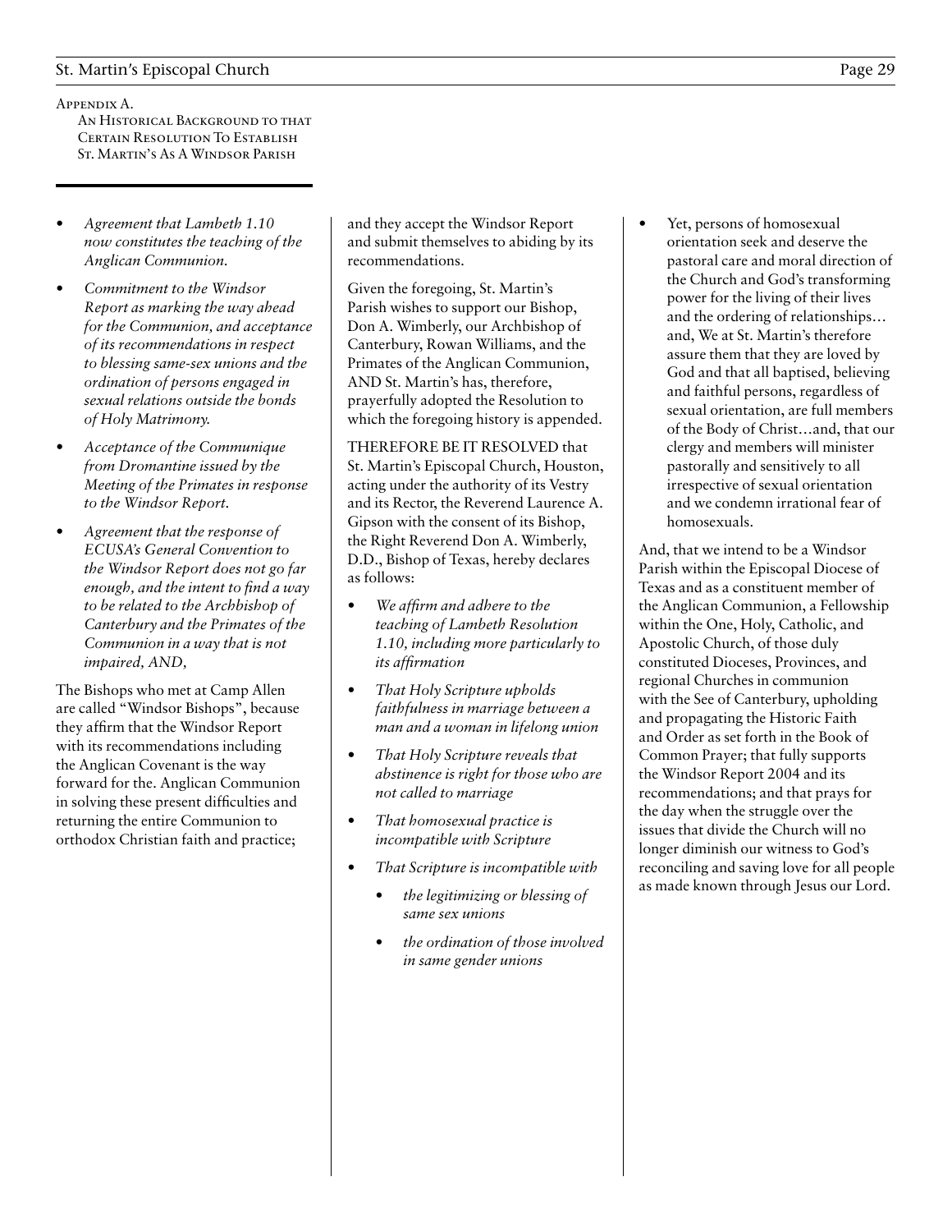Appendix A.
An Historical Background to that Certain Resolution To Establish St. Martin's As A Windsor Parish

- *Agreement that Lambeth 1.10 now constitutes the teaching of the Anglican Communion.*
- *Commitment to the Windsor Report as marking the way ahead for the Communion, and acceptance of its recommendations in respect to blessing same-sex unions and the ordination of persons engaged in sexual relations outside the bonds of Holy Matrimony.*
- *Acceptance of the Communique from Dromantine issued by the Meeting of the Primates in response to the Windsor Report.*
- *Agreement that the response of ECUSA's General Convention to the Windsor Report does not go far enough, and the intent to find a way to be related to the Archbishop of Canterbury and the Primates of the Communion in a way that is not impaired, AND,*

The Bishops who met at Camp Allen are called "Windsor Bishops", because they affirm that the Windsor Report with its recommendations including the Anglican Covenant is the way forward for the. Anglican Communion in solving these present difficulties and returning the entire Communion to orthodox Christian faith and practice; and they accept the Windsor Report and submit themselves to abiding by its recommendations.

Given the foregoing, St. Martin's Parish wishes to support our Bishop, Don A. Wimberly, our Archbishop of Canterbury, Rowan Williams, and the Primates of the Anglican Communion, AND St. Martin's has, therefore, prayerfully adopted the Resolution to which the foregoing history is appended.

THEREFORE BE IT RESOLVED that St. Martin's Episcopal Church, Houston, acting under the authority of its Vestry and its Rector, the Reverend Laurence A. Gipson with the consent of its Bishop, the Right Reverend Don A. Wimberly, D.D., Bishop of Texas, hereby declares as follows:

- *We affirm and adhere to the teaching of Lambeth Resolution 1.10, including more particularly to its affirmation*
- *That Holy Scripture upholds faithfulness in marriage between a man and a woman in lifelong union*
- *That Holy Scripture reveals that abstinence is right for those who are not called to marriage*
- *That homosexual practice is incompatible with Scripture*
- *That Scripture is incompatible with*
  - *the legitimizing or blessing of same sex unions*
  - *the ordination of those involved in same gender unions*
- Yet, persons of homosexual orientation seek and deserve the pastoral care and moral direction of the Church and God's transforming power for the living of their lives and the ordering of relationships… and, We at St. Martin's therefore assure them that they are loved by God and that all baptised, believing and faithful persons, regardless of sexual orientation, are full members of the Body of Christ…and, that our clergy and members will minister pastorally and sensitively to all irrespective of sexual orientation and we condemn irrational fear of homosexuals.

And, that we intend to be a Windsor Parish within the Episcopal Diocese of Texas and as a constituent member of the Anglican Communion, a Fellowship within the One, Holy, Catholic, and Apostolic Church, of those duly constituted Dioceses, Provinces, and regional Churches in communion with the See of Canterbury, upholding and propagating the Historic Faith and Order as set forth in the Book of Common Prayer; that fully supports the Windsor Report 2004 and its recommendations; and that prays for the day when the struggle over the issues that divide the Church will no longer diminish our witness to God's reconciling and saving love for all people as made known through Jesus our Lord.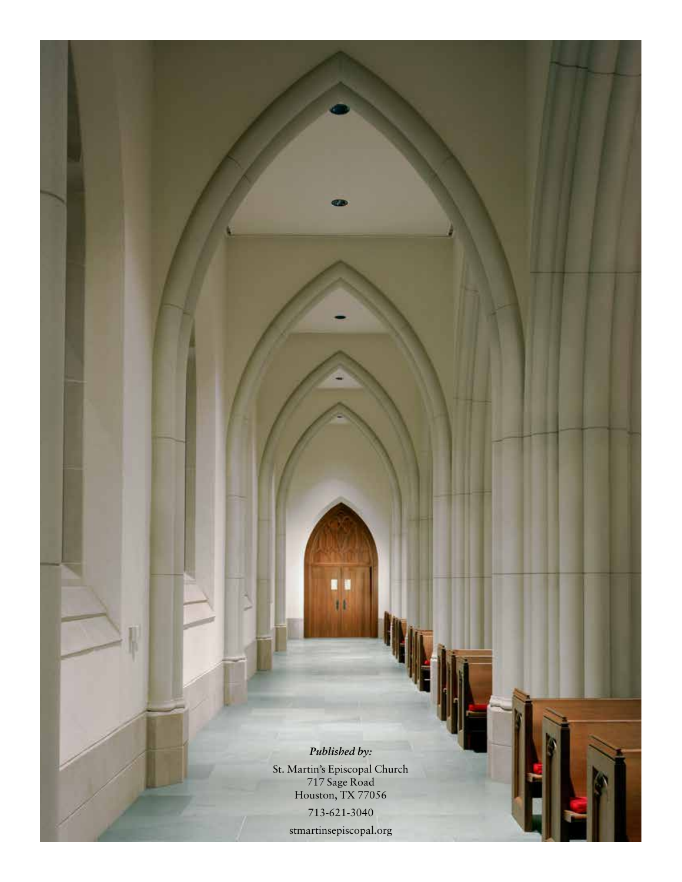***Published by:***

St. Martin's Episcopal Church
717 Sage Road
Houston, TX 77056

713-621-3040

stmartinsepiscopal.org